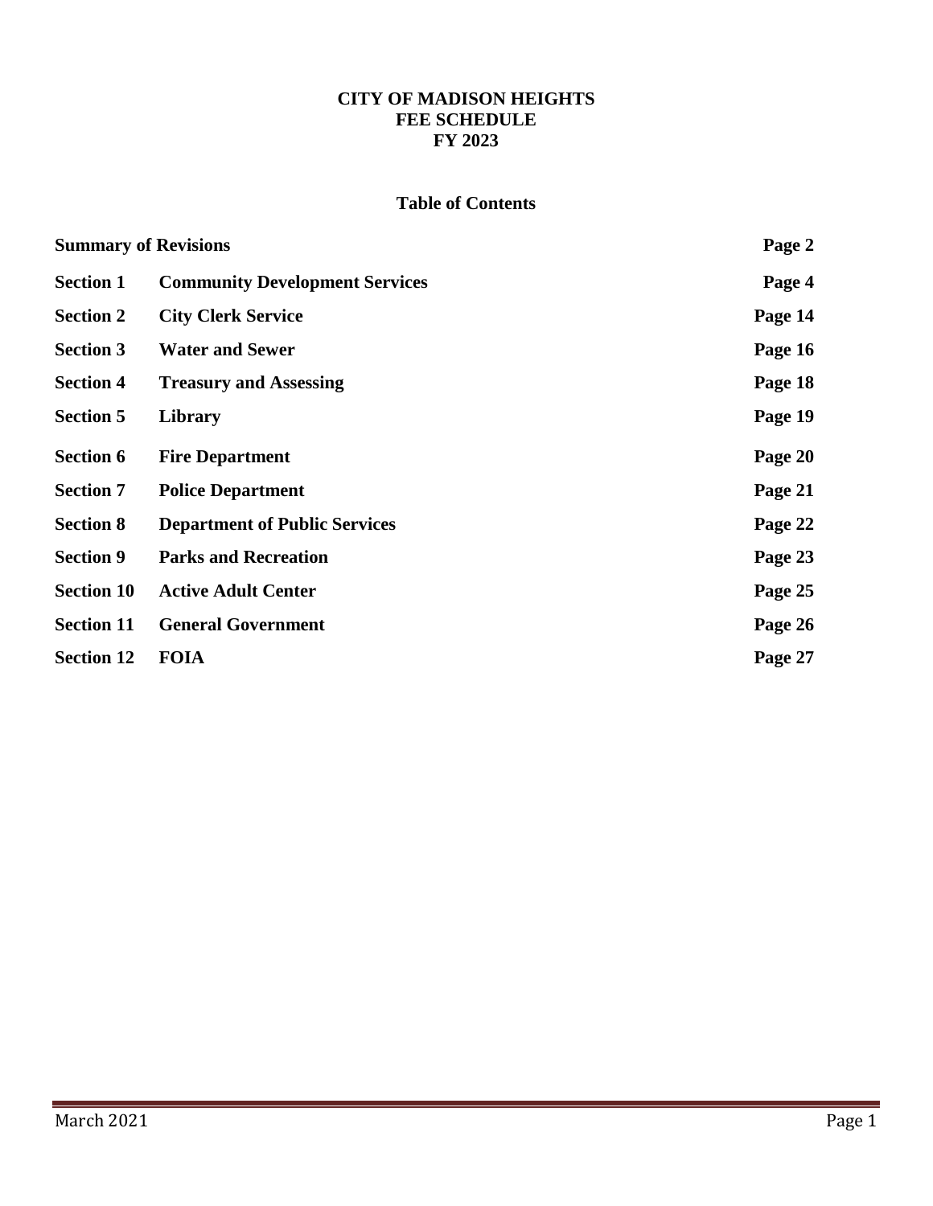# CITY OF MADISON HEIGHTS
# FEE SCHEDULE
# FY 2023

## Table of Contents

| | | |
|---|---|---|
| **Summary of Revisions** | | **Page 2** |
| **Section 1** | **Community Development Services** | **Page 4** |
| **Section 2** | **City Clerk Service** | **Page 14** |
| **Section 3** | **Water and Sewer** | **Page 16** |
| **Section 4** | **Treasury and Assessing** | **Page 18** |
| **Section 5** | **Library** | **Page 19** |
| **Section 6** | **Fire Department** | **Page 20** |
| **Section 7** | **Police Department** | **Page 21** |
| **Section 8** | **Department of Public Services** | **Page 22** |
| **Section 9** | **Parks and Recreation** | **Page 23** |
| **Section 10** | **Active Adult Center** | **Page 25** |
| **Section 11** | **General Government** | **Page 26** |
| **Section 12** | **FOIA** | **Page 27** |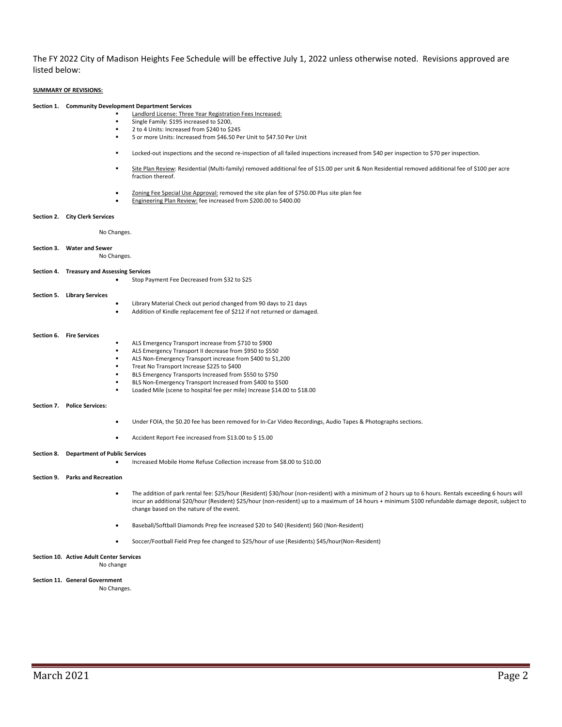The FY 2022 City of Madison Heights Fee Schedule will be effective July 1, 2022 unless otherwise noted. Revisions approved are listed below:

**SUMMARY OF REVISIONS:**

**Section 1. Community Development Department Services**

- Landlord License: Three Year Registration Fees Increased:
- Single Family: $195 increased to $200,
- 2 to 4 Units: Increased from $240 to $245
- 5 or more Units: Increased from $46.50 Per Unit to $47.50 Per Unit
- Locked-out inspections and the second re-inspection of all failed inspections increased from $40 per inspection to $70 per inspection.
- Site Plan Review: Residential (Multi-family) removed additional fee of $15.00 per unit & Non Residential removed additional fee of $100 per acre fraction thereof.
- Zoning Fee Special Use Approval: removed the site plan fee of $750.00 Plus site plan fee
- Engineering Plan Review: fee increased from $200.00 to $400.00

**Section 2. City Clerk Services**

No Changes.

**Section 3. Water and Sewer**

No Changes.

**Section 4. Treasury and Assessing Services**

- Stop Payment Fee Decreased from $32 to $25

**Section 5. Library Services**

- Library Material Check out period changed from 90 days to 21 days
- Addition of Kindle replacement fee of $212 if not returned or damaged.

**Section 6. Fire Services**

- ALS Emergency Transport increase from $710 to $900
- ALS Emergency Transport II decrease from $950 to $550
- ALS Non-Emergency Transport increase from $400 to $1,200
- Treat No Transport Increase $225 to $400
- BLS Emergency Transports Increased from $550 to $750
- BLS Non-Emergency Transport Increased from $400 to $500
- Loaded Mile (scene to hospital fee per mile) Increase $14.00 to $18.00

**Section 7. Police Services:**

- Under FOIA, the $0.20 fee has been removed for In-Car Video Recordings, Audio Tapes & Photographs sections.
- Accident Report Fee increased from $13.00 to $ 15.00

**Section 8. Department of Public Services**

- Increased Mobile Home Refuse Collection increase from $8.00 to $10.00

**Section 9. Parks and Recreation**

- The addition of park rental fee: $25/hour (Resident) $30/hour (non-resident) with a minimum of 2 hours up to 6 hours. Rentals exceeding 6 hours will incur an additional $20/hour (Resident) $25/hour (non-resident) up to a maximum of 14 hours + minimum $100 refundable damage deposit, subject to change based on the nature of the event.
- Baseball/Softball Diamonds Prep fee increased $20 to $40 (Resident) $60 (Non-Resident)
- Soccer/Football Field Prep fee changed to $25/hour of use (Residents) $45/hour(Non-Resident)

**Section 10. Active Adult Center Services**

No change

**Section 11. General Government**

No Changes.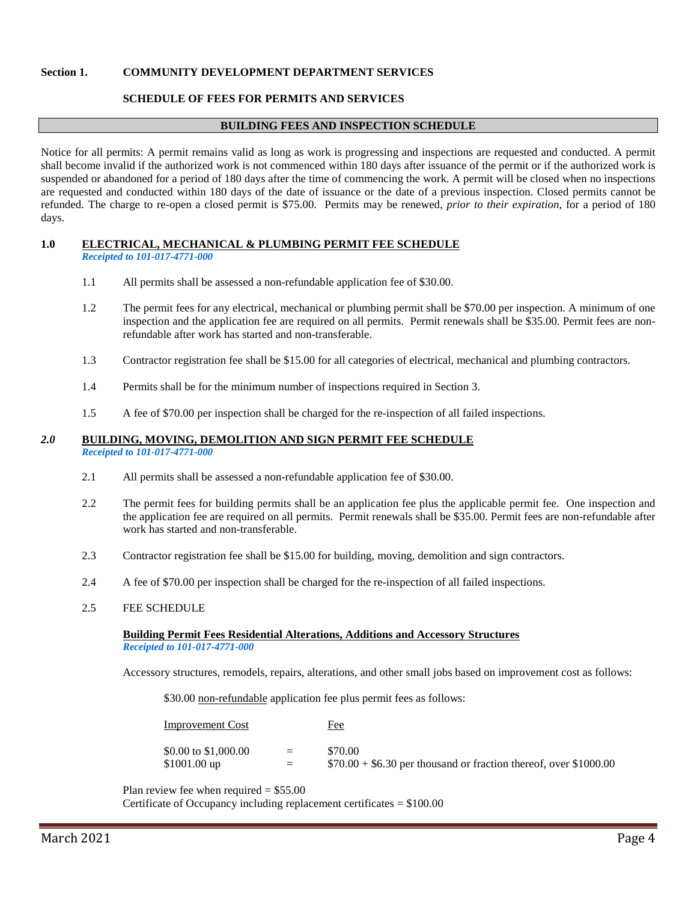**Section 1. COMMUNITY DEVELOPMENT DEPARTMENT SERVICES**

**SCHEDULE OF FEES FOR PERMITS AND SERVICES**

## BUILDING FEES AND INSPECTION SCHEDULE

Notice for all permits: A permit remains valid as long as work is progressing and inspections are requested and conducted. A permit shall become invalid if the authorized work is not commenced within 180 days after issuance of the permit or if the authorized work is suspended or abandoned for a period of 180 days after the time of commencing the work. A permit will be closed when no inspections are requested and conducted within 180 days of the date of issuance or the date of a previous inspection. Closed permits cannot be refunded. The charge to re-open a closed permit is $75.00. Permits may be renewed, *prior to their expiration*, for a period of 180 days.

### 1.0 ELECTRICAL, MECHANICAL & PLUMBING PERMIT FEE SCHEDULE

***Receipted to 101-017-4771-000***

1.1 All permits shall be assessed a non-refundable application fee of $30.00.

1.2 The permit fees for any electrical, mechanical or plumbing permit shall be $70.00 per inspection. A minimum of one inspection and the application fee are required on all permits. Permit renewals shall be $35.00. Permit fees are non-refundable after work has started and non-transferable.

1.3 Contractor registration fee shall be $15.00 for all categories of electrical, mechanical and plumbing contractors.

1.4 Permits shall be for the minimum number of inspections required in Section 3.

1.5 A fee of $70.00 per inspection shall be charged for the re-inspection of all failed inspections.

### *2.0* BUILDING, MOVING, DEMOLITION AND SIGN PERMIT FEE SCHEDULE

***Receipted to 101-017-4771-000***

2.1 All permits shall be assessed a non-refundable application fee of $30.00.

2.2 The permit fees for building permits shall be an application fee plus the applicable permit fee. One inspection and the application fee are required on all permits. Permit renewals shall be $35.00. Permit fees are non-refundable after work has started and non-transferable.

2.3 Contractor registration fee shall be $15.00 for building, moving, demolition and sign contractors.

2.4 A fee of $70.00 per inspection shall be charged for the re-inspection of all failed inspections.

2.5 FEE SCHEDULE

**Building Permit Fees Residential Alterations, Additions and Accessory Structures**

***Receipted to 101-017-4771-000***

Accessory structures, remodels, repairs, alterations, and other small jobs based on improvement cost as follows:

$30.00 non-refundable application fee plus permit fees as follows:

| Improvement Cost | | Fee |
|---|---|---|
| $0.00 to $1,000.00 | = | $70.00 |
| $1001.00 up | = | $70.00 + $6.30 per thousand or fraction thereof, over $1000.00 |

Plan review fee when required = $55.00
Certificate of Occupancy including replacement certificates = $100.00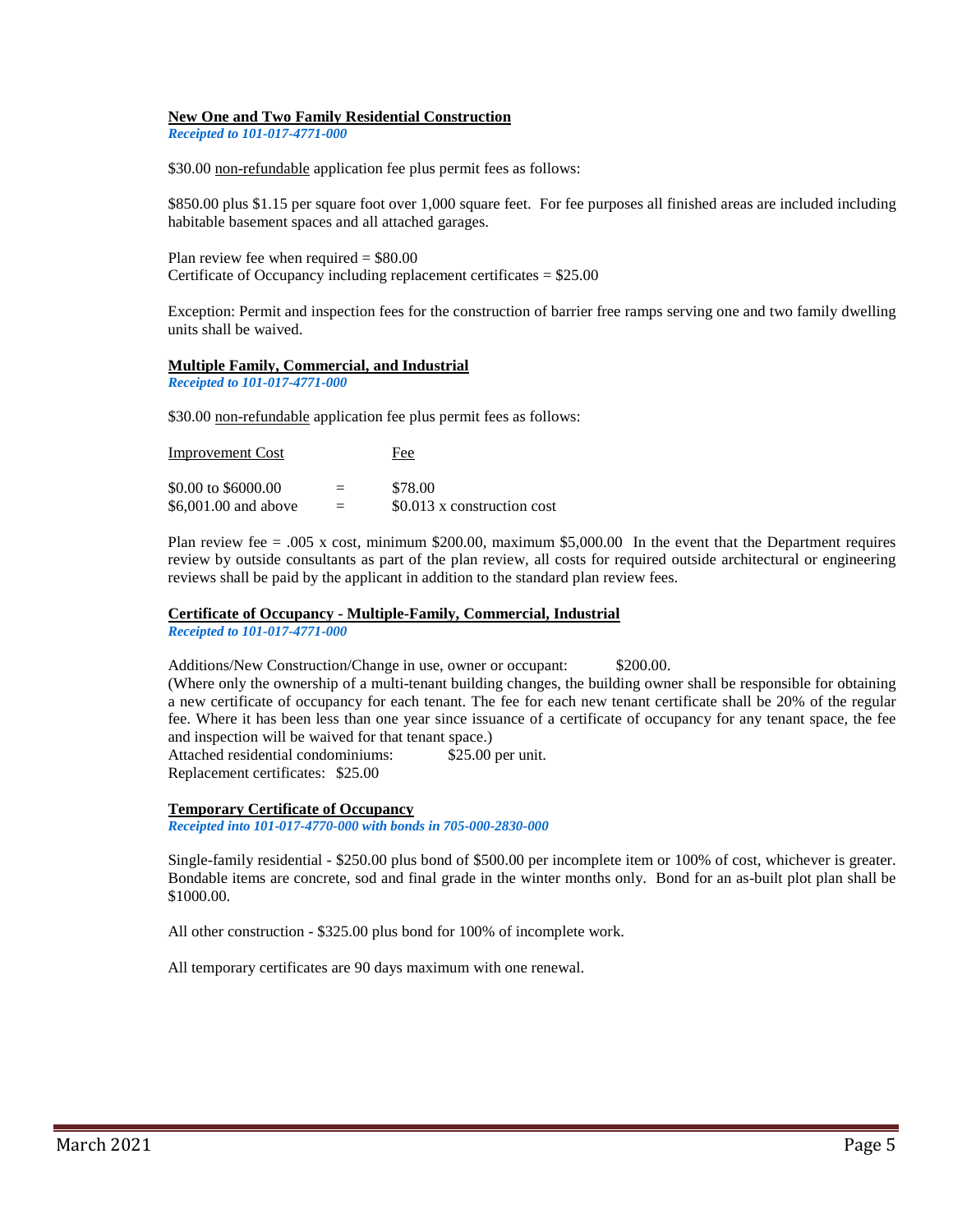**<u>New One and Two Family Residential Construction</u>**
***Receipted to 101-017-4771-000***

$30.00 <u>non-refundable</u> application fee plus permit fees as follows:

$850.00 plus $1.15 per square foot over 1,000 square feet. For fee purposes all finished areas are included including habitable basement spaces and all attached garages.

Plan review fee when required = $80.00
Certificate of Occupancy including replacement certificates = $25.00

Exception: Permit and inspection fees for the construction of barrier free ramps serving one and two family dwelling units shall be waived.

**<u>Multiple Family, Commercial, and Industrial</u>**
***Receipted to 101-017-4771-000***

$30.00 <u>non-refundable</u> application fee plus permit fees as follows:

| Improvement Cost | | Fee |
|---|---|---|
| $0.00 to $6000.00 | = | $78.00 |
| $6,001.00 and above | = | $0.013 x construction cost |

Plan review fee = .005 x cost, minimum $200.00, maximum $5,000.00 In the event that the Department requires review by outside consultants as part of the plan review, all costs for required outside architectural or engineering reviews shall be paid by the applicant in addition to the standard plan review fees.

**<u>Certificate of Occupancy - Multiple-Family, Commercial, Industrial</u>**
***Receipted to 101-017-4771-000***

Additions/New Construction/Change in use, owner or occupant: $200.00.
(Where only the ownership of a multi-tenant building changes, the building owner shall be responsible for obtaining a new certificate of occupancy for each tenant. The fee for each new tenant certificate shall be 20% of the regular fee. Where it has been less than one year since issuance of a certificate of occupancy for any tenant space, the fee and inspection will be waived for that tenant space.)
Attached residential condominiums: $25.00 per unit.
Replacement certificates: $25.00

**<u>Temporary Certificate of Occupancy</u>**
***Receipted into 101-017-4770-000 with bonds in 705-000-2830-000***

Single-family residential - $250.00 plus bond of $500.00 per incomplete item or 100% of cost, whichever is greater. Bondable items are concrete, sod and final grade in the winter months only. Bond for an as-built plot plan shall be $1000.00.

All other construction - $325.00 plus bond for 100% of incomplete work.

All temporary certificates are 90 days maximum with one renewal.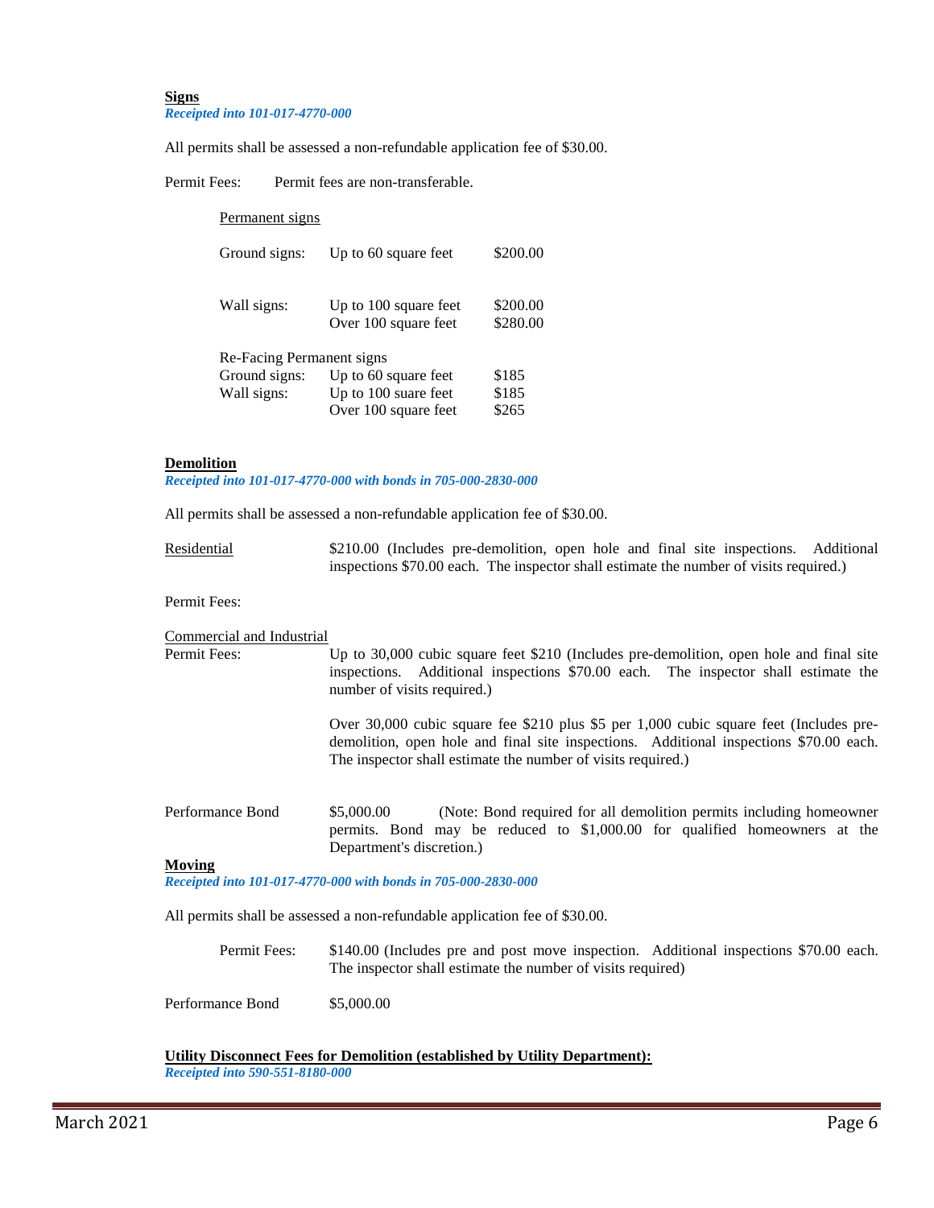**Signs**

***Receipted into 101-017-4770-000***

All permits shall be assessed a non-refundable application fee of $30.00.

Permit Fees: Permit fees are non-transferable.

Permanent signs

| | | |
|---|---|---|
| Ground signs: | Up to 60 square feet | $200.00 |
| Wall signs: | Up to 100 square feet | $200.00 |
| | Over 100 square feet | $280.00 |

Re-Facing Permanent signs

| | | |
|---|---|---|
| Ground signs: | Up to 60 square feet | $185 |
| Wall signs: | Up to 100 suare feet | $185 |
| | Over 100 square feet | $265 |

**Demolition**

***Receipted into 101-017-4770-000 with bonds in 705-000-2830-000***

All permits shall be assessed a non-refundable application fee of $30.00.

Residential: $210.00 (Includes pre-demolition, open hole and final site inspections. Additional inspections $70.00 each. The inspector shall estimate the number of visits required.)

Permit Fees:

Commercial and Industrial

Permit Fees: Up to 30,000 cubic square feet $210 (Includes pre-demolition, open hole and final site inspections. Additional inspections $70.00 each. The inspector shall estimate the number of visits required.)

Over 30,000 cubic square fee $210 plus $5 per 1,000 cubic square feet (Includes pre-demolition, open hole and final site inspections. Additional inspections $70.00 each. The inspector shall estimate the number of visits required.)

Performance Bond: $5,000.00 (Note: Bond required for all demolition permits including homeowner permits. Bond may be reduced to $1,000.00 for qualified homeowners at the Department's discretion.)

**Moving**

***Receipted into 101-017-4770-000 with bonds in 705-000-2830-000***

All permits shall be assessed a non-refundable application fee of $30.00.

Permit Fees: $140.00 (Includes pre and post move inspection. Additional inspections $70.00 each. The inspector shall estimate the number of visits required)

Performance Bond: $5,000.00

**Utility Disconnect Fees for Demolition (established by Utility Department):**

***Receipted into 590-551-8180-000***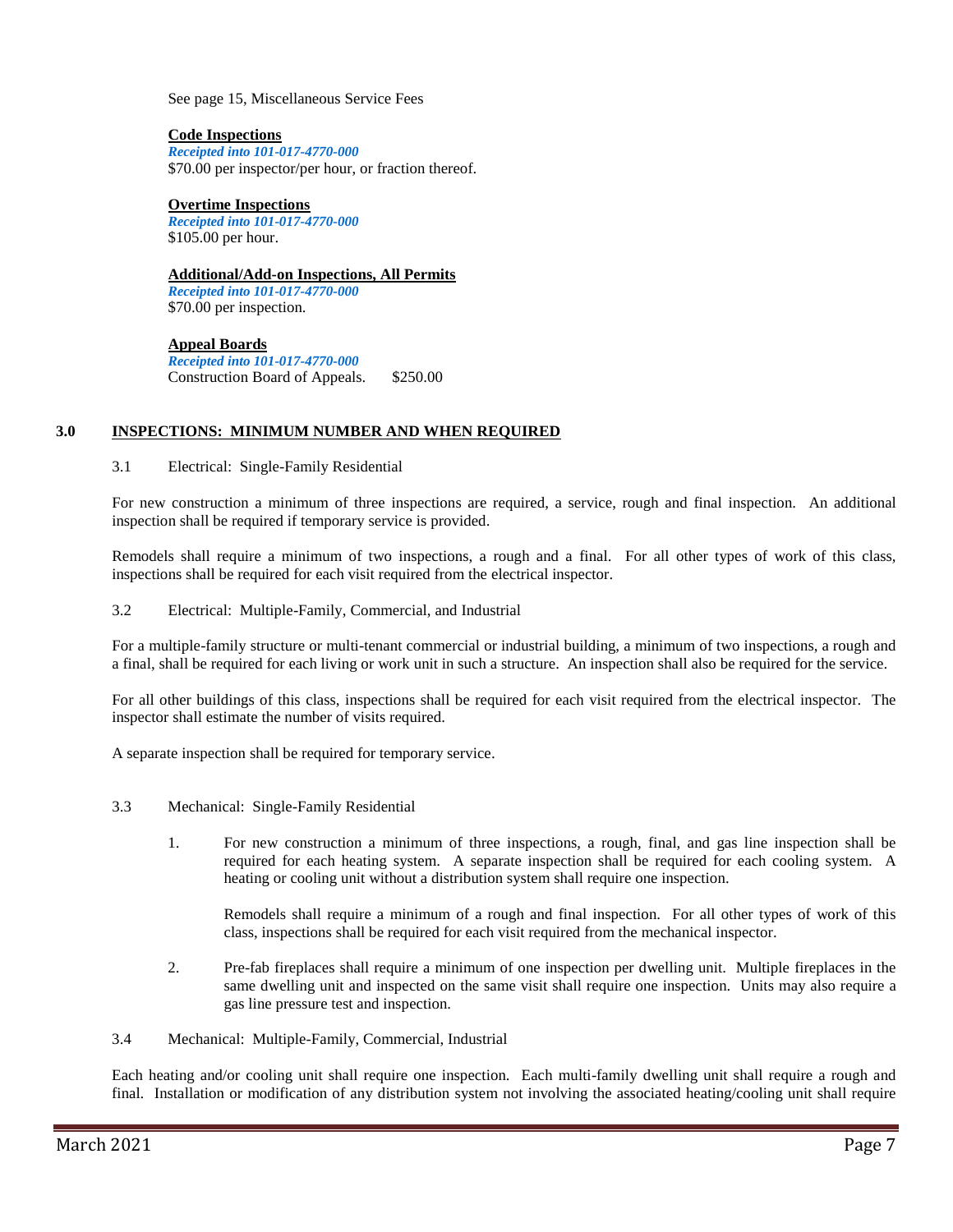See page 15, Miscellaneous Service Fees

**Code Inspections**
*Receipted into 101-017-4770-000*
$70.00 per inspector/per hour, or fraction thereof.

**Overtime Inspections**
*Receipted into 101-017-4770-000*
$105.00 per hour.

**Additional/Add-on Inspections, All Permits**
*Receipted into 101-017-4770-000*
$70.00 per inspection.

**Appeal Boards**
*Receipted into 101-017-4770-000*
Construction Board of Appeals. $250.00

## 3.0 INSPECTIONS: MINIMUM NUMBER AND WHEN REQUIRED

3.1 Electrical: Single-Family Residential

For new construction a minimum of three inspections are required, a service, rough and final inspection. An additional inspection shall be required if temporary service is provided.

Remodels shall require a minimum of two inspections, a rough and a final. For all other types of work of this class, inspections shall be required for each visit required from the electrical inspector.

3.2 Electrical: Multiple-Family, Commercial, and Industrial

For a multiple-family structure or multi-tenant commercial or industrial building, a minimum of two inspections, a rough and a final, shall be required for each living or work unit in such a structure. An inspection shall also be required for the service.

For all other buildings of this class, inspections shall be required for each visit required from the electrical inspector. The inspector shall estimate the number of visits required.

A separate inspection shall be required for temporary service.

3.3 Mechanical: Single-Family Residential

1. For new construction a minimum of three inspections, a rough, final, and gas line inspection shall be required for each heating system. A separate inspection shall be required for each cooling system. A heating or cooling unit without a distribution system shall require one inspection.

   Remodels shall require a minimum of a rough and final inspection. For all other types of work of this class, inspections shall be required for each visit required from the mechanical inspector.

2. Pre-fab fireplaces shall require a minimum of one inspection per dwelling unit. Multiple fireplaces in the same dwelling unit and inspected on the same visit shall require one inspection. Units may also require a gas line pressure test and inspection.

3.4 Mechanical: Multiple-Family, Commercial, Industrial

Each heating and/or cooling unit shall require one inspection. Each multi-family dwelling unit shall require a rough and final. Installation or modification of any distribution system not involving the associated heating/cooling unit shall require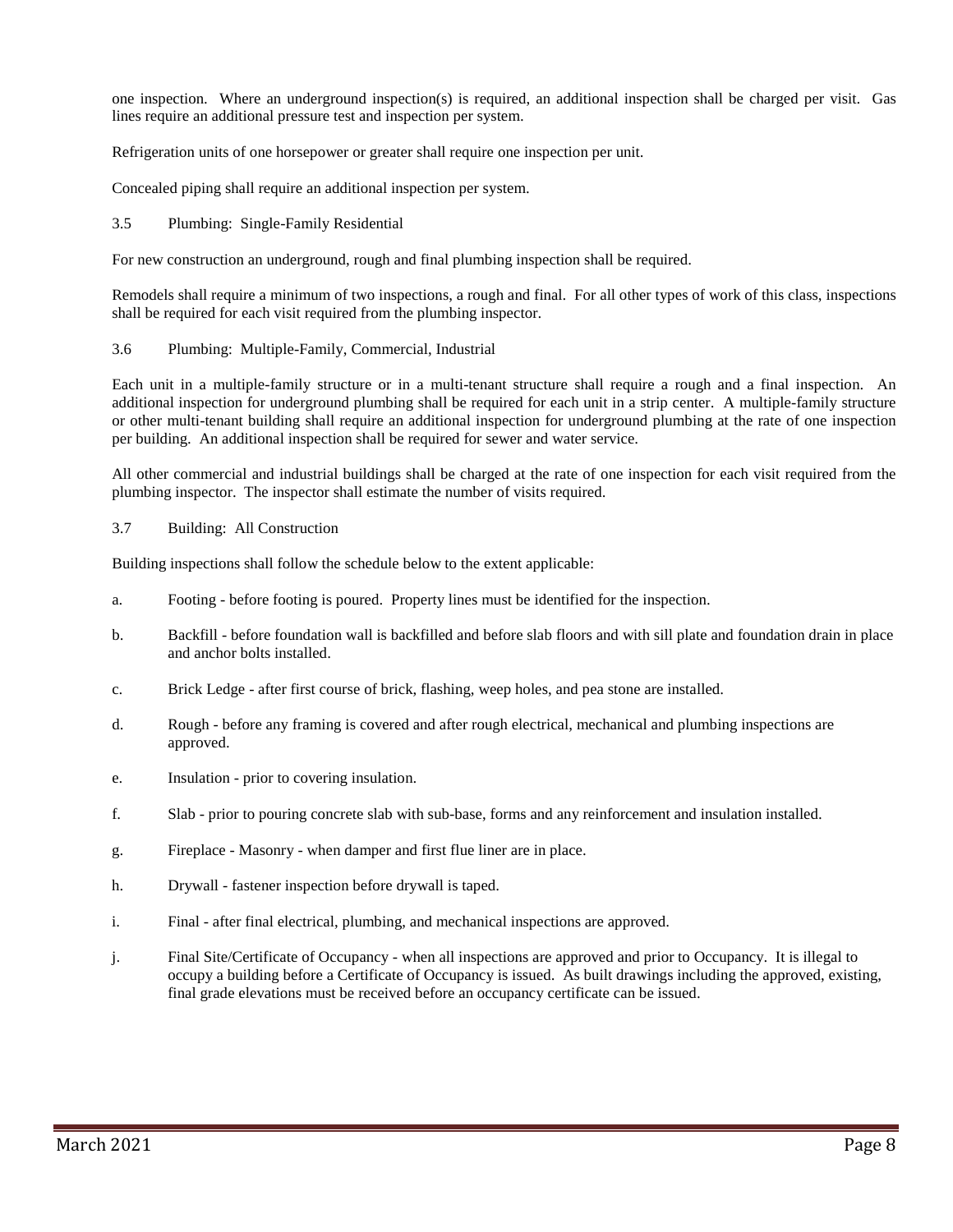one inspection. Where an underground inspection(s) is required, an additional inspection shall be charged per visit. Gas lines require an additional pressure test and inspection per system.

Refrigeration units of one horsepower or greater shall require one inspection per unit.

Concealed piping shall require an additional inspection per system.

### 3.5 Plumbing: Single-Family Residential

For new construction an underground, rough and final plumbing inspection shall be required.

Remodels shall require a minimum of two inspections, a rough and final. For all other types of work of this class, inspections shall be required for each visit required from the plumbing inspector.

### 3.6 Plumbing: Multiple-Family, Commercial, Industrial

Each unit in a multiple-family structure or in a multi-tenant structure shall require a rough and a final inspection. An additional inspection for underground plumbing shall be required for each unit in a strip center. A multiple-family structure or other multi-tenant building shall require an additional inspection for underground plumbing at the rate of one inspection per building. An additional inspection shall be required for sewer and water service.

All other commercial and industrial buildings shall be charged at the rate of one inspection for each visit required from the plumbing inspector. The inspector shall estimate the number of visits required.

### 3.7 Building: All Construction

Building inspections shall follow the schedule below to the extent applicable:

a. Footing - before footing is poured. Property lines must be identified for the inspection.

b. Backfill - before foundation wall is backfilled and before slab floors and with sill plate and foundation drain in place and anchor bolts installed.

c. Brick Ledge - after first course of brick, flashing, weep holes, and pea stone are installed.

d. Rough - before any framing is covered and after rough electrical, mechanical and plumbing inspections are approved.

e. Insulation - prior to covering insulation.

f. Slab - prior to pouring concrete slab with sub-base, forms and any reinforcement and insulation installed.

g. Fireplace - Masonry - when damper and first flue liner are in place.

h. Drywall - fastener inspection before drywall is taped.

i. Final - after final electrical, plumbing, and mechanical inspections are approved.

j. Final Site/Certificate of Occupancy - when all inspections are approved and prior to Occupancy. It is illegal to occupy a building before a Certificate of Occupancy is issued. As built drawings including the approved, existing, final grade elevations must be received before an occupancy certificate can be issued.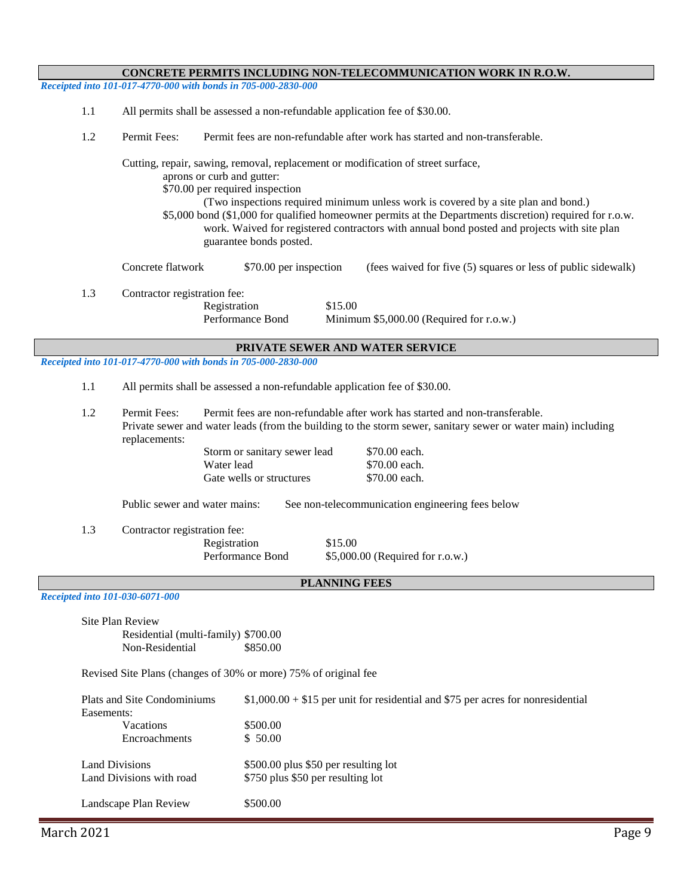## CONCRETE PERMITS INCLUDING NON-TELECOMMUNICATION WORK IN R.O.W.

*Receipted into 101-017-4770-000 with bonds in 705-000-2830-000*

1.1 All permits shall be assessed a non-refundable application fee of $30.00.

1.2 Permit Fees: Permit fees are non-refundable after work has started and non-transferable.

Cutting, repair, sawing, removal, replacement or modification of street surface, aprons or curb and gutter:

$70.00 per required inspection

(Two inspections required minimum unless work is covered by a site plan and bond.)

$5,000 bond ($1,000 for qualified homeowner permits at the Departments discretion) required for r.o.w. work. Waived for registered contractors with annual bond posted and projects with site plan guarantee bonds posted.

Concrete flatwork $70.00 per inspection (fees waived for five (5) squares or less of public sidewalk)

1.3 Contractor registration fee:

| | |
|---|---|
| Registration | $15.00 |
| Performance Bond | Minimum $5,000.00 (Required for r.o.w.) |

## PRIVATE SEWER AND WATER SERVICE

*Receipted into 101-017-4770-000 with bonds in 705-000-2830-000*

1.1 All permits shall be assessed a non-refundable application fee of $30.00.

1.2 Permit Fees: Permit fees are non-refundable after work has started and non-transferable.

Private sewer and water leads (from the building to the storm sewer, sanitary sewer or water main) including replacements:

| | |
|---|---|
| Storm or sanitary sewer lead | $70.00 each. |
| Water lead | $70.00 each. |
| Gate wells or structures | $70.00 each. |

Public sewer and water mains: See non-telecommunication engineering fees below

1.3 Contractor registration fee:

| | |
|---|---|
| Registration | $15.00 |
| Performance Bond | $5,000.00 (Required for r.o.w.) |

## PLANNING FEES

*Receipted into 101-030-6071-000*

Site Plan Review

| | |
|---|---|
| Residential (multi-family) | $700.00 |
| Non-Residential | $850.00 |

Revised Site Plans (changes of 30% or more) 75% of original fee

| | |
|---|---|
| Plats and Site Condominiums | $1,000.00 + $15 per unit for residential and $75 per acres for nonresidential |
| Easements: | |
| Vacations | $500.00 |
| Encroachments | $ 50.00 |
| Land Divisions | $500.00 plus $50 per resulting lot |
| Land Divisions with road | $750 plus $50 per resulting lot |
| Landscape Plan Review | $500.00 |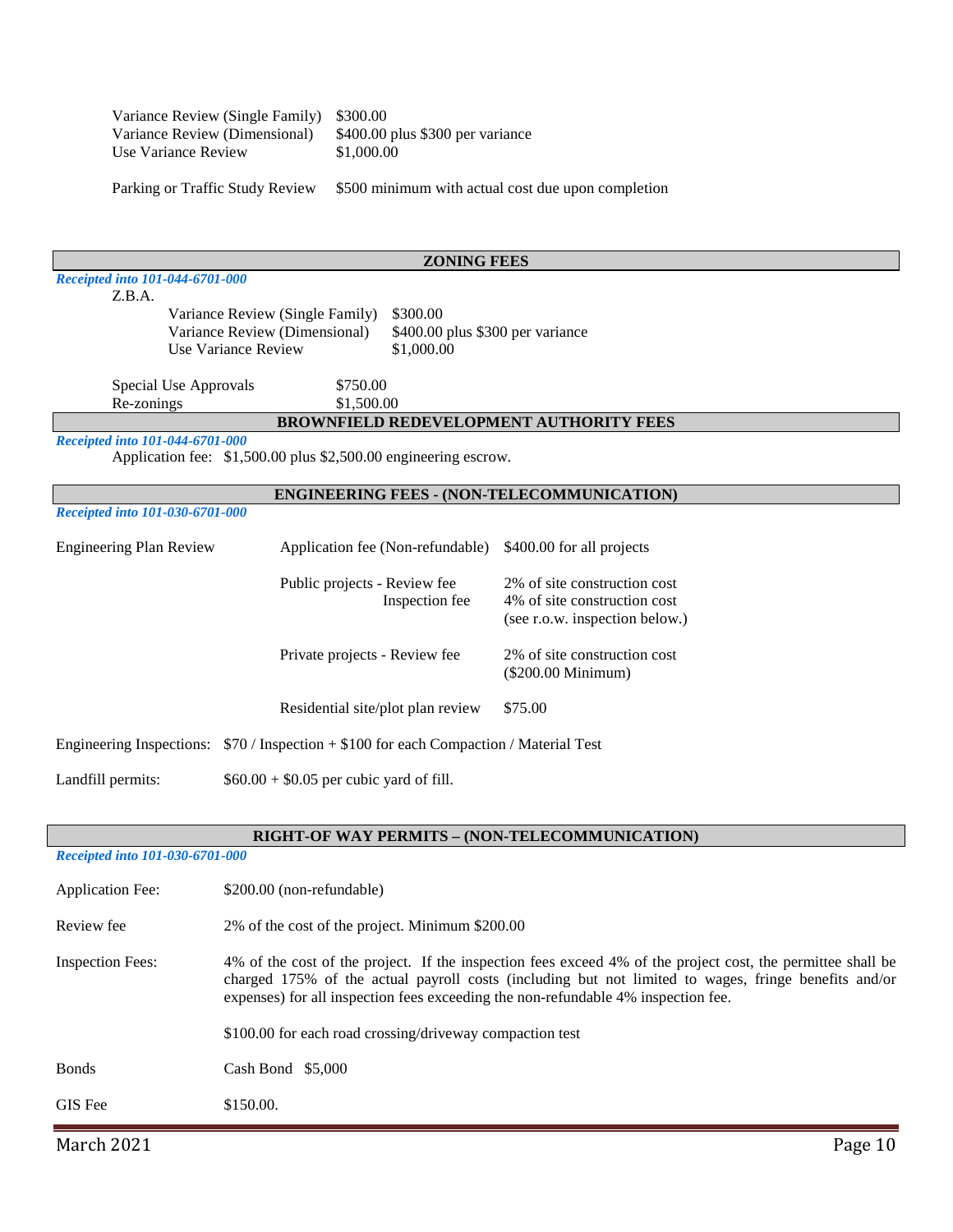| | |
|---|---|
| Variance Review (Single Family) | $300.00 |
| Variance Review (Dimensional) | $400.00 plus $300 per variance |
| Use Variance Review | $1,000.00 |

Parking or Traffic Study Review — $500 minimum with actual cost due upon completion

## ZONING FEES

*Receipted into 101-044-6701-000*

Z.B.A.

| | |
|---|---|
| Variance Review (Single Family) | $300.00 |
| Variance Review (Dimensional) | $400.00 plus $300 per variance |
| Use Variance Review | $1,000.00 |

| | |
|---|---|
| Special Use Approvals | $750.00 |
| Re-zonings | $1,500.00 |

## BROWNFIELD REDEVELOPMENT AUTHORITY FEES

*Receipted into 101-044-6701-000*

Application fee: $1,500.00 plus $2,500.00 engineering escrow.

## ENGINEERING FEES - (NON-TELECOMMUNICATION)

*Receipted into 101-030-6701-000*

| | | |
|---|---|---|
| Engineering Plan Review | Application fee (Non-refundable) | $400.00 for all projects |
| | Public projects - Review fee | 2% of site construction cost |
| | Inspection fee | 4% of site construction cost (see r.o.w. inspection below.) |
| | Private projects - Review fee | 2% of site construction cost ($200.00 Minimum) |
| | Residential site/plot plan review | $75.00 |

Engineering Inspections: $70 / Inspection + $100 for each Compaction / Material Test

Landfill permits: $60.00 + $0.05 per cubic yard of fill.

## RIGHT-OF WAY PERMITS – (NON-TELECOMMUNICATION)

*Receipted into 101-030-6701-000*

| | |
|---|---|
| Application Fee: | $200.00 (non-refundable) |
| Review fee | 2% of the cost of the project. Minimum $200.00 |
| Inspection Fees: | 4% of the cost of the project. If the inspection fees exceed 4% of the project cost, the permittee shall be charged 175% of the actual payroll costs (including but not limited to wages, fringe benefits and/or expenses) for all inspection fees exceeding the non-refundable 4% inspection fee. |
| | $100.00 for each road crossing/driveway compaction test |
| Bonds | Cash Bond $5,000 |
| GIS Fee | $150.00. |

March 2021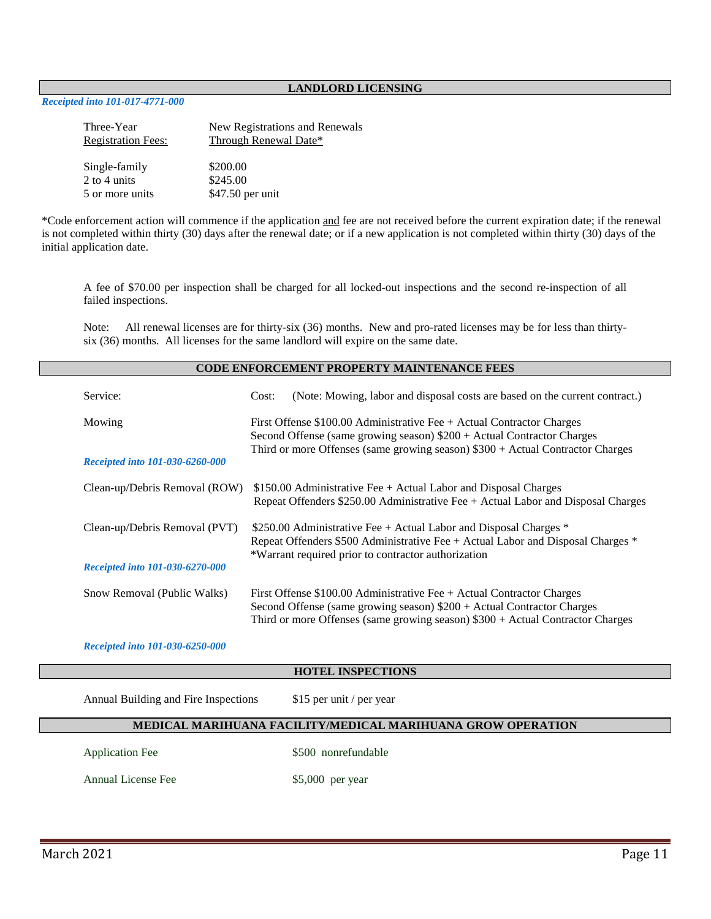## LANDLORD LICENSING

*Receipted into 101-017-4771-000*

| Three-Year Registration Fees: | New Registrations and Renewals Through Renewal Date* |
|---|---|
| Single-family | $200.00 |
| 2 to 4 units | $245.00 |
| 5 or more units | $47.50 per unit |

*Code enforcement action will commence if the application and fee are not received before the current expiration date; if the renewal is not completed within thirty (30) days after the renewal date; or if a new application is not completed within thirty (30) days of the initial application date.

A fee of $70.00 per inspection shall be charged for all locked-out inspections and the second re-inspection of all failed inspections.

Note: All renewal licenses are for thirty-six (36) months. New and pro-rated licenses may be for less than thirty-six (36) months. All licenses for the same landlord will expire on the same date.

## CODE ENFORCEMENT PROPERTY MAINTENANCE FEES

| Service: | Cost: (Note: Mowing, labor and disposal costs are based on the current contract.) |
|---|---|
| Mowing | First Offense $100.00 Administrative Fee + Actual Contractor Charges<br>Second Offense (same growing season) $200 + Actual Contractor Charges<br>Third or more Offenses (same growing season) $300 + Actual Contractor Charges |
| *Receipted into 101-030-6260-000* | |
| Clean-up/Debris Removal (ROW) | $150.00 Administrative Fee + Actual Labor and Disposal Charges<br>Repeat Offenders $250.00 Administrative Fee + Actual Labor and Disposal Charges |
| Clean-up/Debris Removal (PVT) | $250.00 Administrative Fee + Actual Labor and Disposal Charges *<br>Repeat Offenders $500 Administrative Fee + Actual Labor and Disposal Charges *<br>*Warrant required prior to contractor authorization |
| *Receipted into 101-030-6270-000* | |
| Snow Removal (Public Walks) | First Offense $100.00 Administrative Fee + Actual Contractor Charges<br>Second Offense (same growing season) $200 + Actual Contractor Charges<br>Third or more Offenses (same growing season) $300 + Actual Contractor Charges |

*Receipted into 101-030-6250-000*

## HOTEL INSPECTIONS

| | |
|---|---|
| Annual Building and Fire Inspections | $15 per unit / per year |

## MEDICAL MARIHUANA FACILITY/MEDICAL MARIHUANA GROW OPERATION

| | |
|---|---|
| Application Fee | $500 nonrefundable |
| Annual License Fee | $5,000 per year |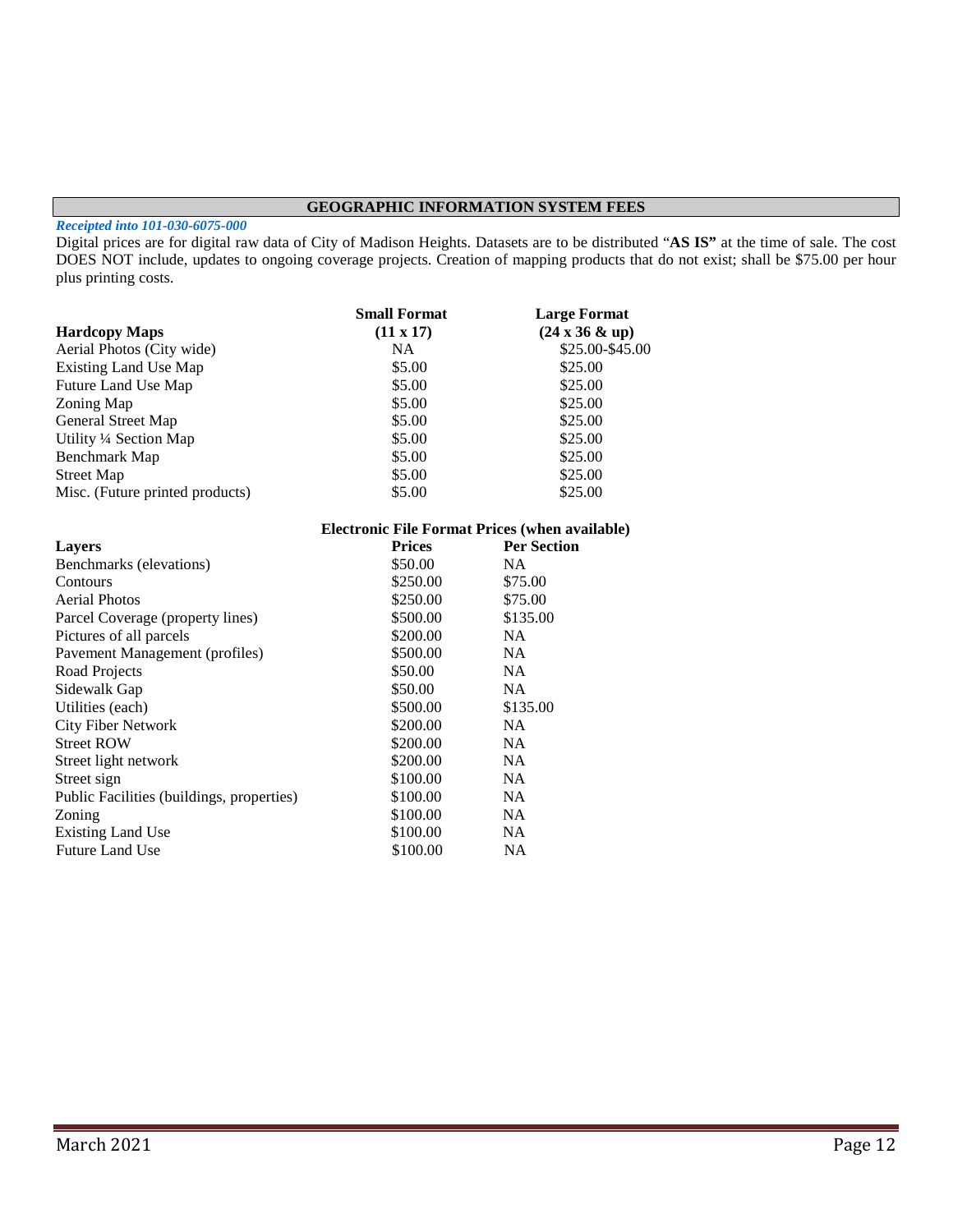## GEOGRAPHIC INFORMATION SYSTEM FEES

*Receipted into 101-030-6075-000*

Digital prices are for digital raw data of City of Madison Heights. Datasets are to be distributed "**AS IS"** at the time of sale. The cost DOES NOT include, updates to ongoing coverage projects. Creation of mapping products that do not exist; shall be $75.00 per hour plus printing costs.

| Hardcopy Maps | Small Format (11 x 17) | Large Format (24 x 36 & up) |
|---|---|---|
| Aerial Photos (City wide) | NA | $25.00-$45.00 |
| Existing Land Use Map | $5.00 | $25.00 |
| Future Land Use Map | $5.00 | $25.00 |
| Zoning Map | $5.00 | $25.00 |
| General Street Map | $5.00 | $25.00 |
| Utility ¼ Section Map | $5.00 | $25.00 |
| Benchmark Map | $5.00 | $25.00 |
| Street Map | $5.00 | $25.00 |
| Misc. (Future printed products) | $5.00 | $25.00 |

**Electronic File Format Prices (when available)**

| Layers | Prices | Per Section |
|---|---|---|
| Benchmarks (elevations) | $50.00 | NA |
| Contours | $250.00 | $75.00 |
| Aerial Photos | $250.00 | $75.00 |
| Parcel Coverage (property lines) | $500.00 | $135.00 |
| Pictures of all parcels | $200.00 | NA |
| Pavement Management (profiles) | $500.00 | NA |
| Road Projects | $50.00 | NA |
| Sidewalk Gap | $50.00 | NA |
| Utilities (each) | $500.00 | $135.00 |
| City Fiber Network | $200.00 | NA |
| Street ROW | $200.00 | NA |
| Street light network | $200.00 | NA |
| Street sign | $100.00 | NA |
| Public Facilities (buildings, properties) | $100.00 | NA |
| Zoning | $100.00 | NA |
| Existing Land Use | $100.00 | NA |
| Future Land Use | $100.00 | NA |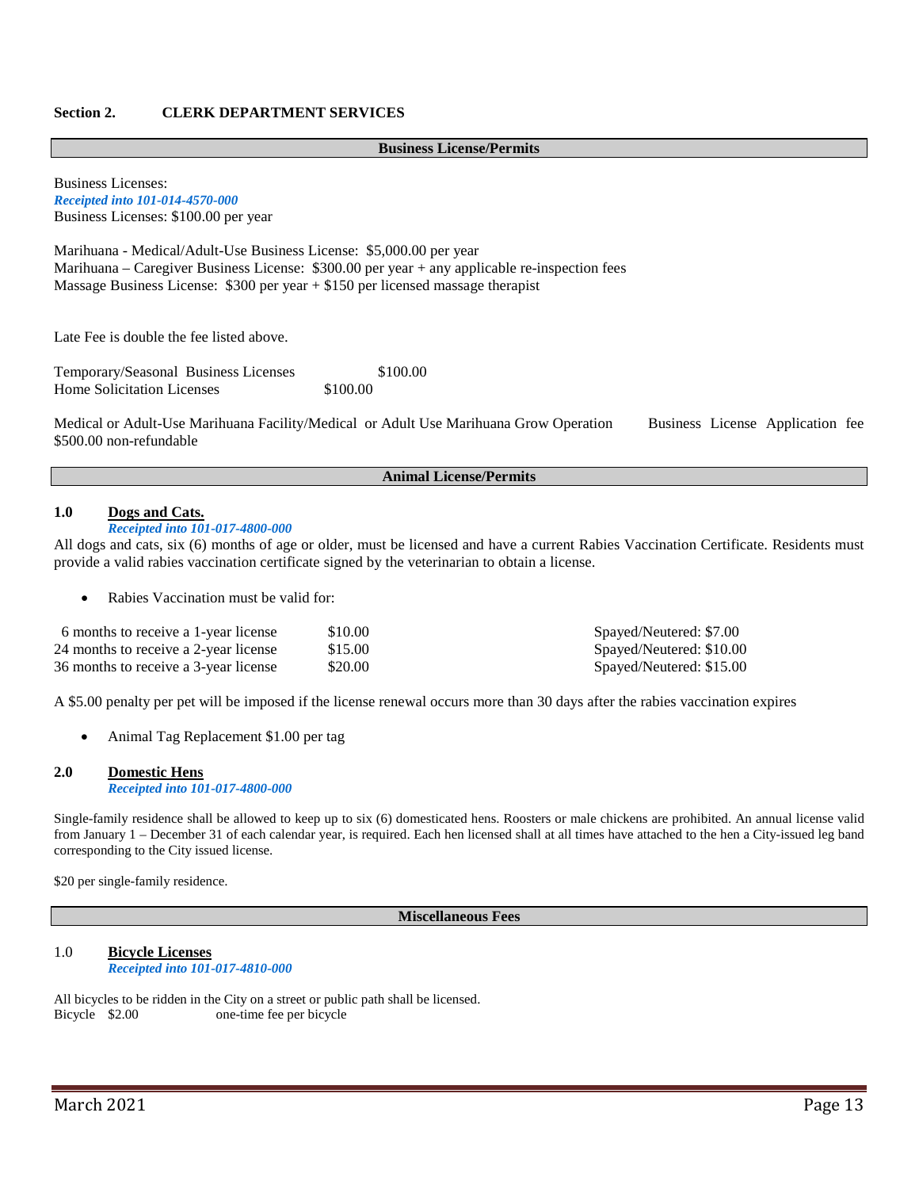## Section 2. CLERK DEPARTMENT SERVICES

### Business License/Permits

Business Licenses:
***Receipted into 101-014-4570-000***
Business Licenses: $100.00 per year

Marihuana - Medical/Adult-Use Business License: $5,000.00 per year
Marihuana – Caregiver Business License: $300.00 per year + any applicable re-inspection fees
Massage Business License: $300 per year + $150 per licensed massage therapist

Late Fee is double the fee listed above.

| | |
|---|---|
| Temporary/Seasonal Business Licenses | $100.00 |
| Home Solicitation Licenses | $100.00 |

Medical or Adult-Use Marihuana Facility/Medical or Adult Use Marihuana Grow Operation Business License Application fee $500.00 non-refundable

### Animal License/Permits

**1.0 <u>Dogs and Cats.</u>**
***Receipted into 101-017-4800-000***

All dogs and cats, six (6) months of age or older, must be licensed and have a current Rabies Vaccination Certificate. Residents must provide a valid rabies vaccination certificate signed by the veterinarian to obtain a license.

- Rabies Vaccination must be valid for:

| | | |
|---|---|---|
| 6 months to receive a 1-year license | $10.00 | Spayed/Neutered: $7.00 |
| 24 months to receive a 2-year license | $15.00 | Spayed/Neutered: $10.00 |
| 36 months to receive a 3-year license | $20.00 | Spayed/Neutered: $15.00 |

A $5.00 penalty per pet will be imposed if the license renewal occurs more than 30 days after the rabies vaccination expires

- Animal Tag Replacement $1.00 per tag

**2.0 <u>Domestic Hens</u>**
***Receipted into 101-017-4800-000***

Single-family residence shall be allowed to keep up to six (6) domesticated hens. Roosters or male chickens are prohibited. An annual license valid from January 1 – December 31 of each calendar year, is required. Each hen licensed shall at all times have attached to the hen a City-issued leg band corresponding to the City issued license.

$20 per single-family residence.

### Miscellaneous Fees

1.0 **<u>Bicycle Licenses</u>**
***Receipted into 101-017-4810-000***

All bicycles to be ridden in the City on a street or public path shall be licensed.
Bicycle $2.00 one-time fee per bicycle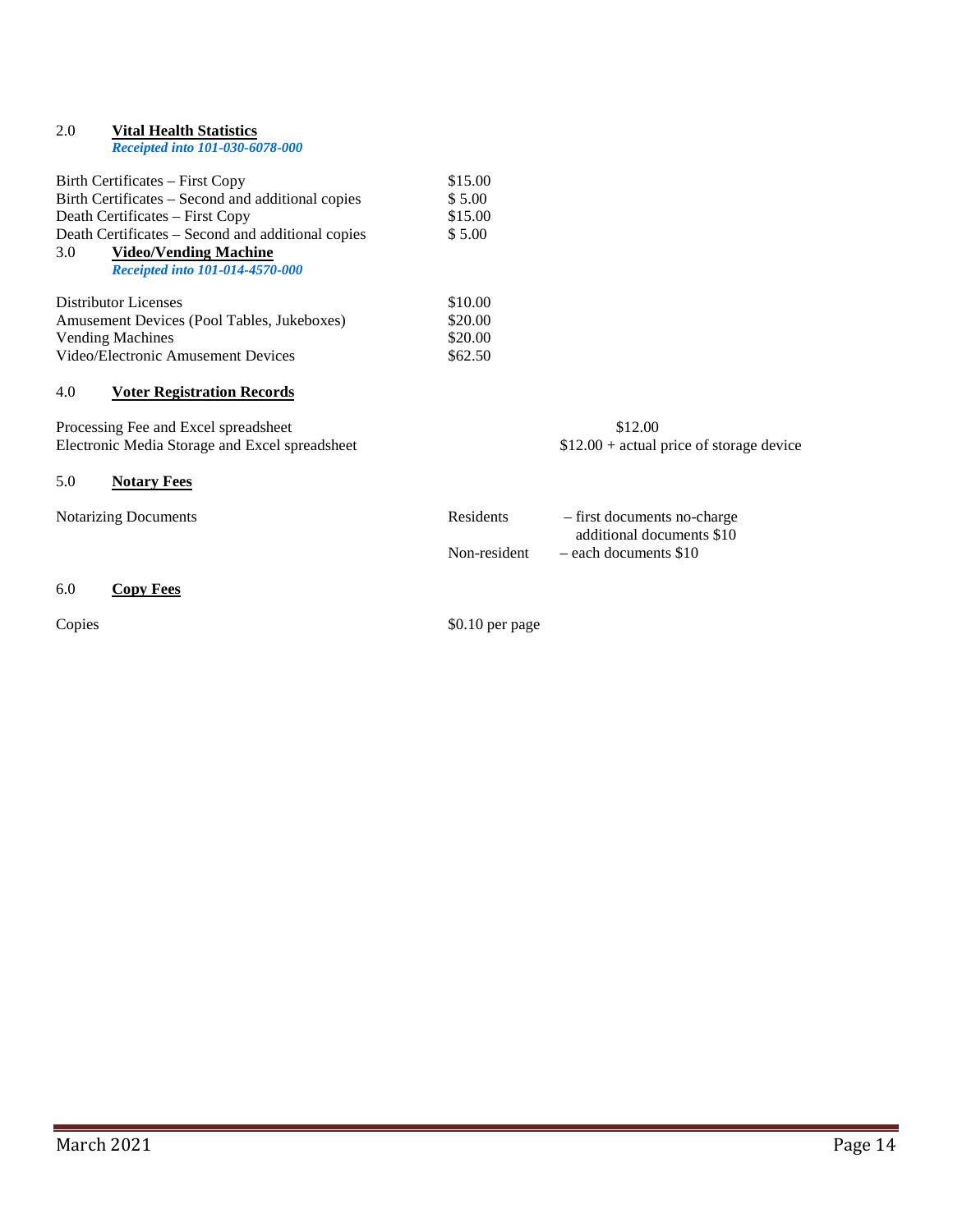## 2.0 Vital Health Statistics

***Receipted into 101-030-6078-000***

| | |
|---|---|
| Birth Certificates – First Copy | $15.00 |
| Birth Certificates – Second and additional copies | $ 5.00 |
| Death Certificates – First Copy | $15.00 |
| Death Certificates – Second and additional copies | $ 5.00 |

## 3.0 Video/Vending Machine

***Receipted into 101-014-4570-000***

| | |
|---|---|
| Distributor Licenses | $10.00 |
| Amusement Devices (Pool Tables, Jukeboxes) | $20.00 |
| Vending Machines | $20.00 |
| Video/Electronic Amusement Devices | $62.50 |

## 4.0 Voter Registration Records

| | |
|---|---|
| Processing Fee and Excel spreadsheet | $12.00 |
| Electronic Media Storage and Excel spreadsheet | $12.00 + actual price of storage device |

## 5.0 Notary Fees

| | | |
|---|---|---|
| Notarizing Documents | Residents | – first documents no-charge additional documents $10 |
| | Non-resident | – each documents $10 |

## 6.0 Copy Fees

| | |
|---|---|
| Copies | $0.10 per page |

March 2021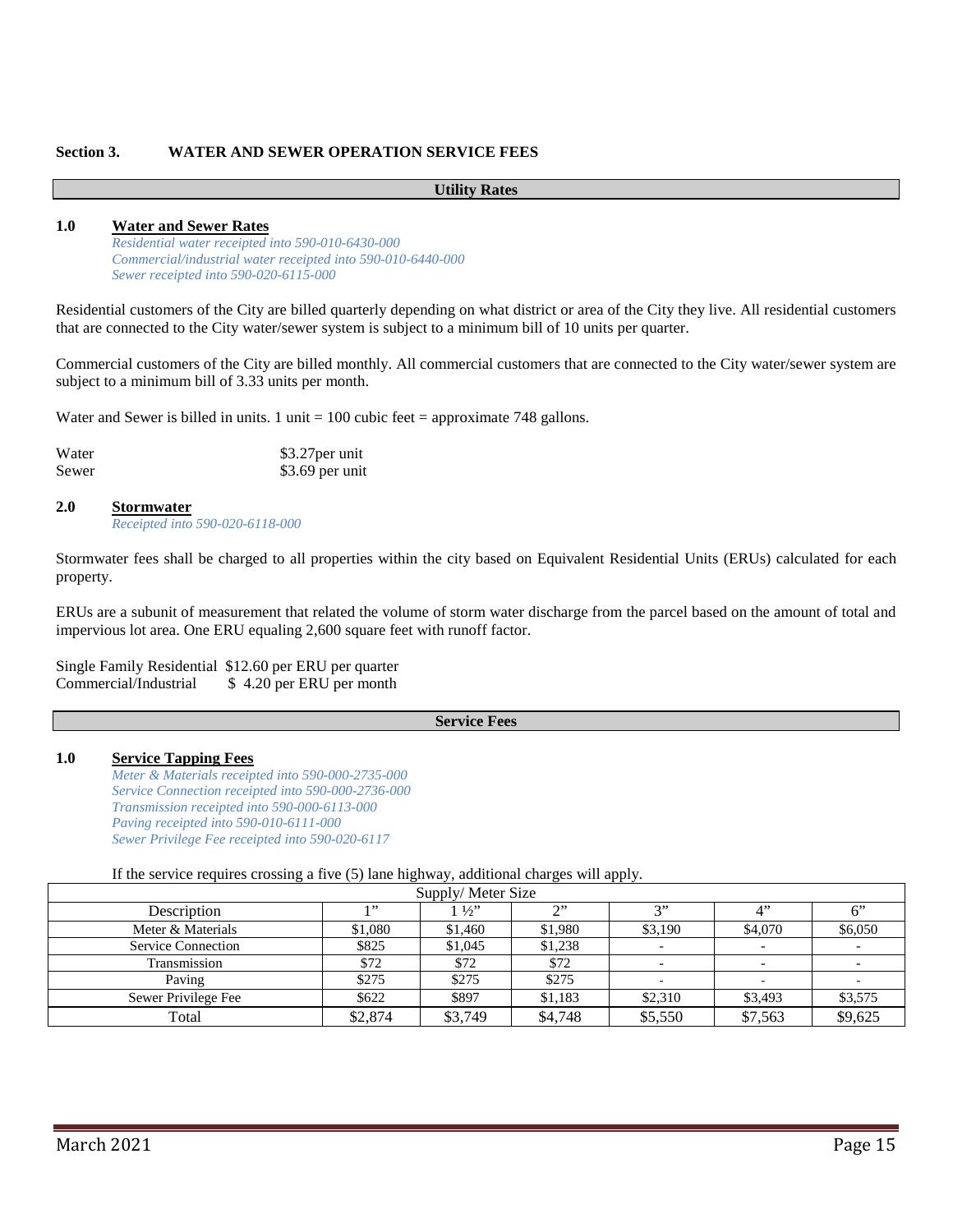## Section 3. WATER AND SEWER OPERATION SERVICE FEES

**Utility Rates**

### 1.0 Water and Sewer Rates

*Residential water receipted into 590-010-6430-000*
*Commercial/industrial water receipted into 590-010-6440-000*
*Sewer receipted into 590-020-6115-000*

Residential customers of the City are billed quarterly depending on what district or area of the City they live. All residential customers that are connected to the City water/sewer system is subject to a minimum bill of 10 units per quarter.

Commercial customers of the City are billed monthly. All commercial customers that are connected to the City water/sewer system are subject to a minimum bill of 3.33 units per month.

Water and Sewer is billed in units. 1 unit = 100 cubic feet = approximate 748 gallons.

| | |
|---|---|
| Water | $3.27per unit |
| Sewer | $3.69 per unit |

### 2.0 Stormwater

*Receipted into 590-020-6118-000*

Stormwater fees shall be charged to all properties within the city based on Equivalent Residential Units (ERUs) calculated for each property.

ERUs are a subunit of measurement that related the volume of storm water discharge from the parcel based on the amount of total and impervious lot area. One ERU equaling 2,600 square feet with runoff factor.

| | |
|---|---|
| Single Family Residential | $12.60 per ERU per quarter |
| Commercial/Industrial | $ 4.20 per ERU per month |

**Service Fees**

### 1.0 Service Tapping Fees

*Meter & Materials receipted into 590-000-2735-000*
*Service Connection receipted into 590-000-2736-000*
*Transmission receipted into 590-000-6113-000*
*Paving receipted into 590-010-6111-000*
*Sewer Privilege Fee receipted into 590-020-6117*

If the service requires crossing a five (5) lane highway, additional charges will apply.

| | Supply/ Meter Size | | | | | |
|---|---|---|---|---|---|---|
| Description | 1" | 1 ½" | 2" | 3" | 4" | 6" |
| Meter & Materials | $1,080 | $1,460 | $1,980 | $3,190 | $4,070 | $6,050 |
| Service Connection | $825 | $1,045 | $1,238 | - | - | - |
| Transmission | $72 | $72 | $72 | - | - | - |
| Paving | $275 | $275 | $275 | - | - | - |
| Sewer Privilege Fee | $622 | $897 | $1,183 | $2,310 | $3,493 | $3,575 |
| Total | $2,874 | $3,749 | $4,748 | $5,550 | $7,563 | $9,625 |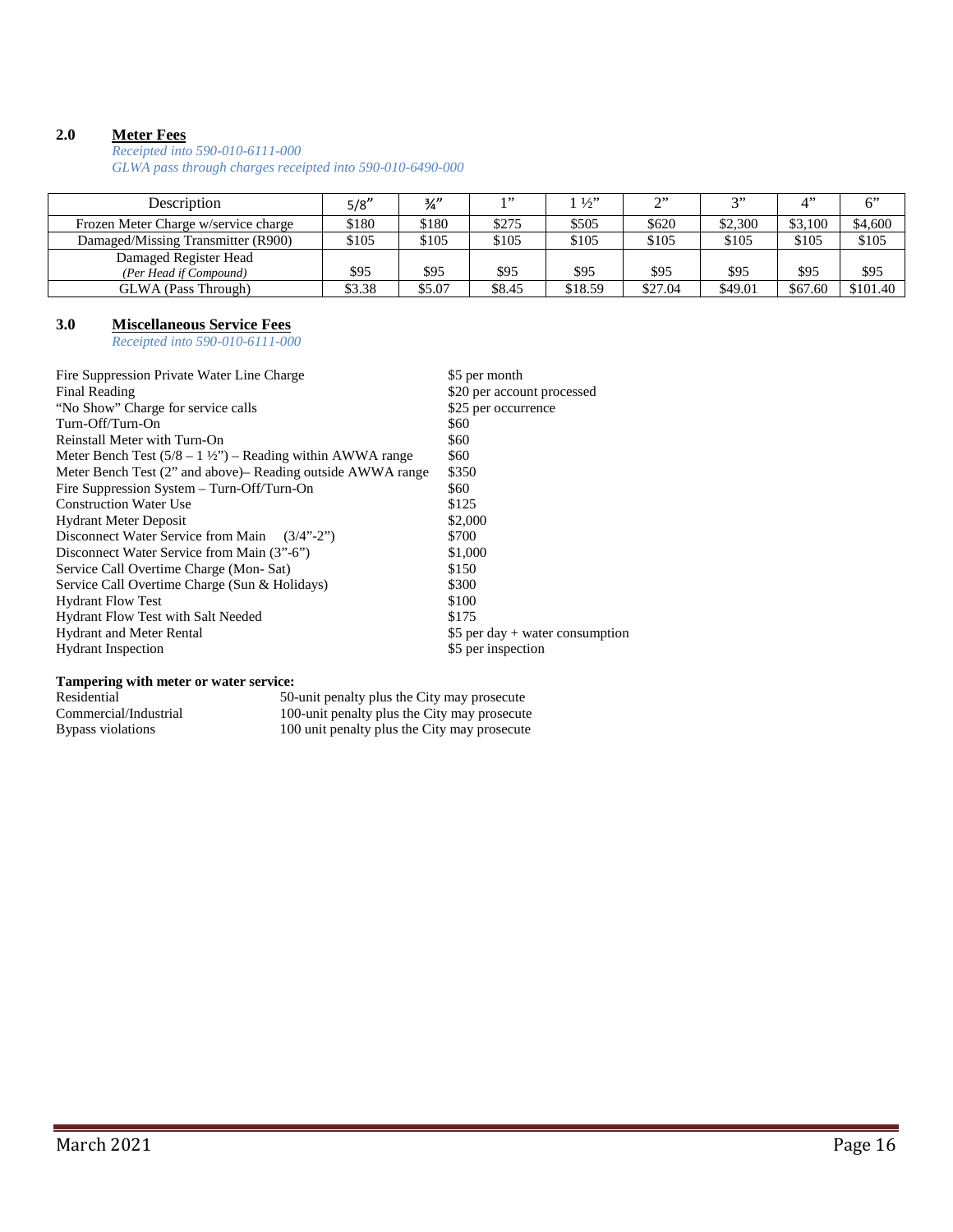## 2.0 Meter Fees

*Receipted into 590-010-6111-000*
*GLWA pass through charges receipted into 590-010-6490-000*

| Description | 5/8" | ¾" | 1" | 1 ½" | 2" | 3" | 4" | 6" |
|---|---|---|---|---|---|---|---|---|
| Frozen Meter Charge w/service charge | $180 | $180 | $275 | $505 | $620 | $2,300 | $3,100 | $4,600 |
| Damaged/Missing Transmitter (R900) | $105 | $105 | $105 | $105 | $105 | $105 | $105 | $105 |
| Damaged Register Head *(Per Head if Compound)* | $95 | $95 | $95 | $95 | $95 | $95 | $95 | $95 |
| GLWA (Pass Through) | $3.38 | $5.07 | $8.45 | $18.59 | $27.04 | $49.01 | $67.60 | $101.40 |

## 3.0 Miscellaneous Service Fees

*Receipted into 590-010-6111-000*

| | |
|---|---|
| Fire Suppression Private Water Line Charge | $5 per month |
| Final Reading | $20 per account processed |
| "No Show" Charge for service calls | $25 per occurrence |
| Turn-Off/Turn-On | $60 |
| Reinstall Meter with Turn-On | $60 |
| Meter Bench Test (5/8 – 1 ½") – Reading within AWWA range | $60 |
| Meter Bench Test (2" and above)– Reading outside AWWA range | $350 |
| Fire Suppression System – Turn-Off/Turn-On | $60 |
| Construction Water Use | $125 |
| Hydrant Meter Deposit | $2,000 |
| Disconnect Water Service from Main (3/4"-2") | $700 |
| Disconnect Water Service from Main (3"-6") | $1,000 |
| Service Call Overtime Charge (Mon- Sat) | $150 |
| Service Call Overtime Charge (Sun & Holidays) | $300 |
| Hydrant Flow Test | $100 |
| Hydrant Flow Test with Salt Needed | $175 |
| Hydrant and Meter Rental | $5 per day + water consumption |
| Hydrant Inspection | $5 per inspection |

**Tampering with meter or water service:**

| | |
|---|---|
| Residential | 50-unit penalty plus the City may prosecute |
| Commercial/Industrial | 100-unit penalty plus the City may prosecute |
| Bypass violations | 100 unit penalty plus the City may prosecute |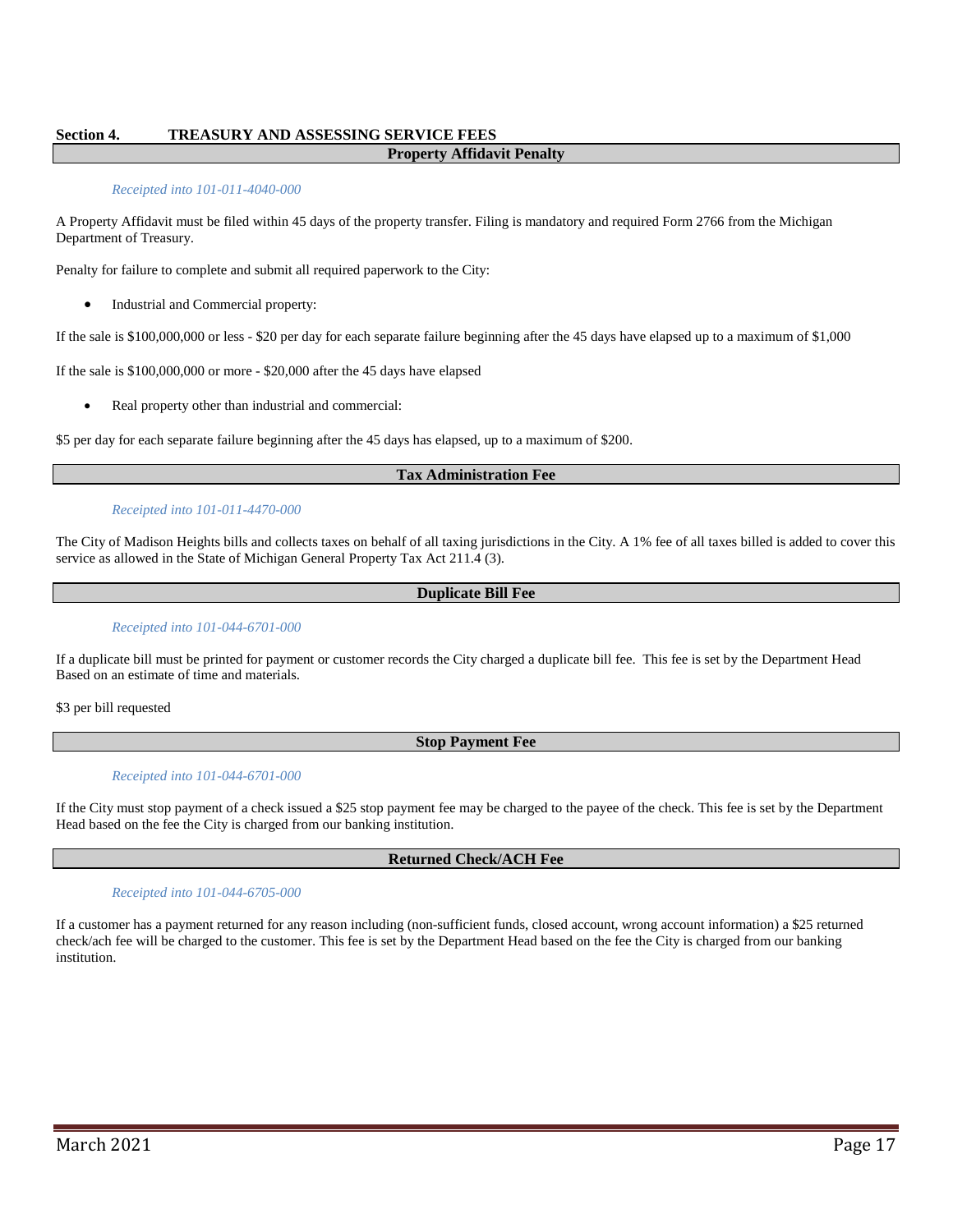## Section 4. TREASURY AND ASSESSING SERVICE FEES

### Property Affidavit Penalty

*Receipted into 101-011-4040-000*

A Property Affidavit must be filed within 45 days of the property transfer. Filing is mandatory and required Form 2766 from the Michigan Department of Treasury.

Penalty for failure to complete and submit all required paperwork to the City:

- Industrial and Commercial property:

If the sale is $100,000,000 or less - $20 per day for each separate failure beginning after the 45 days have elapsed up to a maximum of $1,000

If the sale is $100,000,000 or more - $20,000 after the 45 days have elapsed

- Real property other than industrial and commercial:

$5 per day for each separate failure beginning after the 45 days has elapsed, up to a maximum of $200.

### Tax Administration Fee

*Receipted into 101-011-4470-000*

The City of Madison Heights bills and collects taxes on behalf of all taxing jurisdictions in the City. A 1% fee of all taxes billed is added to cover this service as allowed in the State of Michigan General Property Tax Act 211.4 (3).

### Duplicate Bill Fee

*Receipted into 101-044-6701-000*

If a duplicate bill must be printed for payment or customer records the City charged a duplicate bill fee. This fee is set by the Department Head Based on an estimate of time and materials.

$3 per bill requested

### Stop Payment Fee

*Receipted into 101-044-6701-000*

If the City must stop payment of a check issued a $25 stop payment fee may be charged to the payee of the check. This fee is set by the Department Head based on the fee the City is charged from our banking institution.

### Returned Check/ACH Fee

*Receipted into 101-044-6705-000*

If a customer has a payment returned for any reason including (non-sufficient funds, closed account, wrong account information) a $25 returned check/ach fee will be charged to the customer. This fee is set by the Department Head based on the fee the City is charged from our banking institution.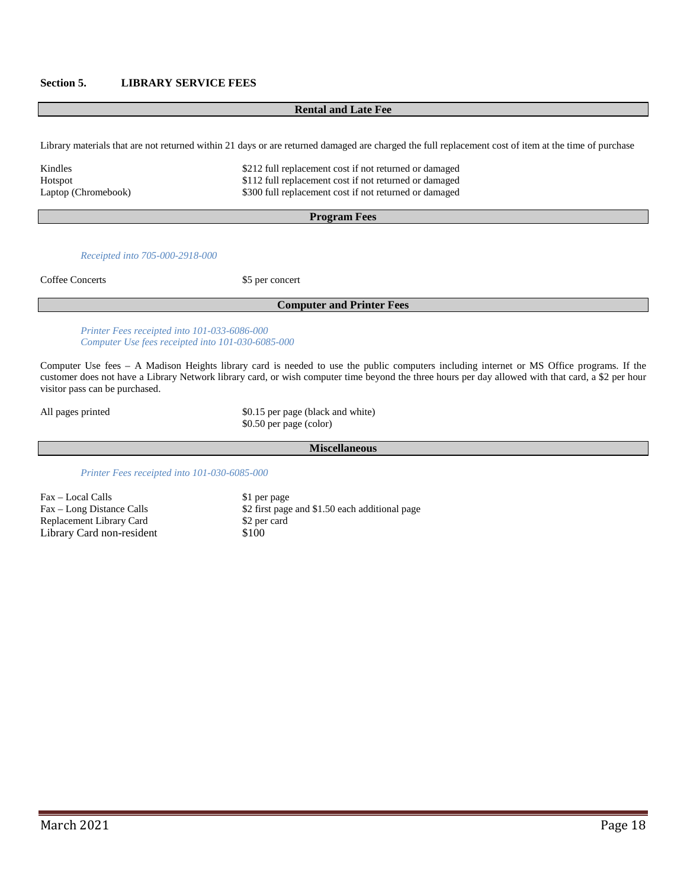## Section 5. LIBRARY SERVICE FEES

### Rental and Late Fee

Library materials that are not returned within 21 days or are returned damaged are charged the full replacement cost of item at the time of purchase

| | |
|---|---|
| Kindles | $212 full replacement cost if not returned or damaged |
| Hotspot | $112 full replacement cost if not returned or damaged |
| Laptop (Chromebook) | $300 full replacement cost if not returned or damaged |

### Program Fees

*Receipted into 705-000-2918-000*

| | |
|---|---|
| Coffee Concerts | $5 per concert |

### Computer and Printer Fees

*Printer Fees receipted into 101-033-6086-000*
*Computer Use fees receipted into 101-030-6085-000*

Computer Use fees – A Madison Heights library card is needed to use the public computers including internet or MS Office programs. If the customer does not have a Library Network library card, or wish computer time beyond the three hours per day allowed with that card, a $2 per hour visitor pass can be purchased.

| | |
|---|---|
| All pages printed | $0.15 per page (black and white)<br>$0.50 per page (color) |

### Miscellaneous

*Printer Fees receipted into 101-030-6085-000*

| | |
|---|---|
| Fax – Local Calls | $1 per page |
| Fax – Long Distance Calls | $2 first page and $1.50 each additional page |
| Replacement Library Card | $2 per card |
| Library Card non-resident | $100 |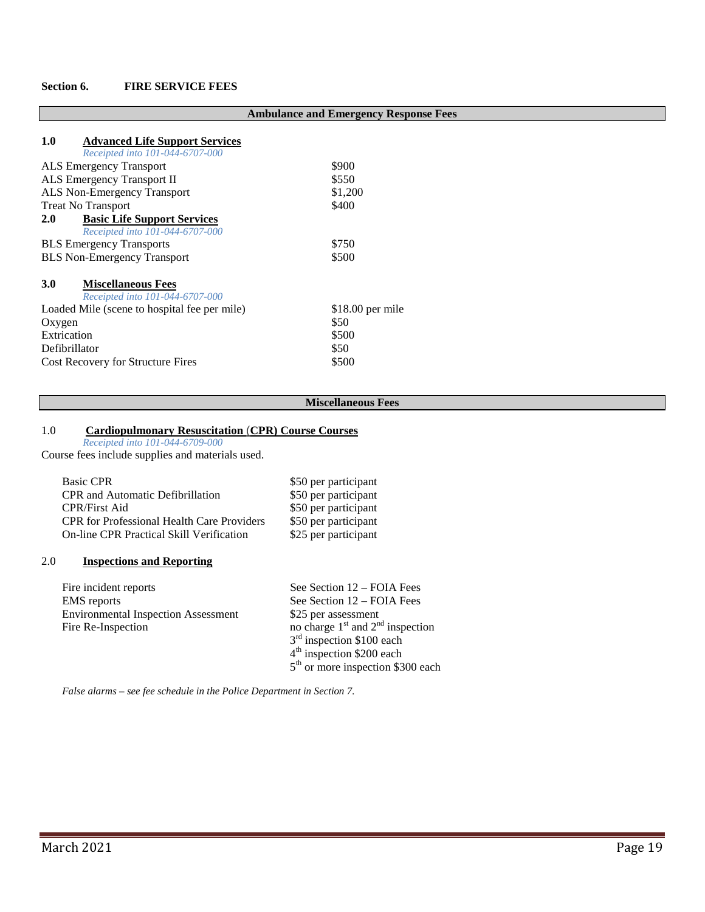## Section 6. FIRE SERVICE FEES

### Ambulance and Emergency Response Fees

**1.0 Advanced Life Support Services**

*Receipted into 101-044-6707-000*

| | |
|---|---|
| ALS Emergency Transport | $900 |
| ALS Emergency Transport II | $550 |
| ALS Non-Emergency Transport | $1,200 |
| Treat No Transport | $400 |

**2.0 Basic Life Support Services**

*Receipted into 101-044-6707-000*

| | |
|---|---|
| BLS Emergency Transports | $750 |
| BLS Non-Emergency Transport | $500 |

**3.0 Miscellaneous Fees**

*Receipted into 101-044-6707-000*

| | |
|---|---|
| Loaded Mile (scene to hospital fee per mile) | $18.00 per mile |
| Oxygen | $50 |
| Extrication | $500 |
| Defibrillator | $50 |
| Cost Recovery for Structure Fires | $500 |

### Miscellaneous Fees

1.0 **Cardiopulmonary Resuscitation (CPR) Course Courses**

*Receipted into 101-044-6709-000*

Course fees include supplies and materials used.

| | |
|---|---|
| Basic CPR | $50 per participant |
| CPR and Automatic Defibrillation | $50 per participant |
| CPR/First Aid | $50 per participant |
| CPR for Professional Health Care Providers | $50 per participant |
| On-line CPR Practical Skill Verification | $25 per participant |

2.0 **Inspections and Reporting**

| | |
|---|---|
| Fire incident reports | See Section 12 – FOIA Fees |
| EMS reports | See Section 12 – FOIA Fees |
| Environmental Inspection Assessment | $25 per assessment |
| Fire Re-Inspection | no charge 1st and 2nd inspection<br>3rd inspection $100 each<br>4th inspection $200 each<br>5th or more inspection $300 each |

*False alarms – see fee schedule in the Police Department in Section 7.*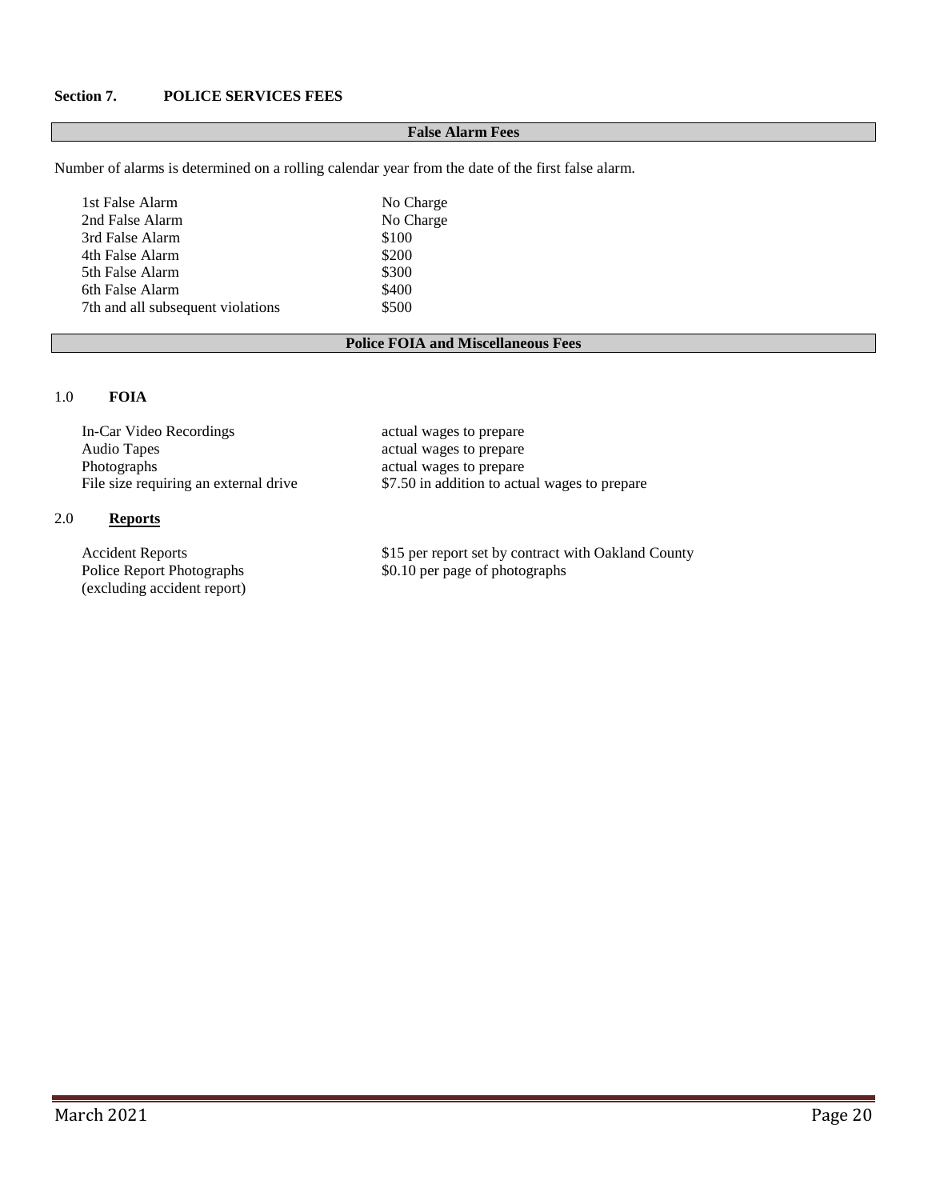## Section 7. POLICE SERVICES FEES

### False Alarm Fees

Number of alarms is determined on a rolling calendar year from the date of the first false alarm.

| | |
|---|---|
| 1st False Alarm | No Charge |
| 2nd False Alarm | No Charge |
| 3rd False Alarm | \$100 |
| 4th False Alarm | \$200 |
| 5th False Alarm | \$300 |
| 6th False Alarm | \$400 |
| 7th and all subsequent violations | \$500 |

### Police FOIA and Miscellaneous Fees

**1.0 FOIA**

| | |
|---|---|
| In-Car Video Recordings | actual wages to prepare |
| Audio Tapes | actual wages to prepare |
| Photographs | actual wages to prepare |
| File size requiring an external drive | \$7.50 in addition to actual wages to prepare |

**2.0 Reports**

| | |
|---|---|
| Accident Reports | \$15 per report set by contract with Oakland County |
| Police Report Photographs (excluding accident report) | \$0.10 per page of photographs |

March 2021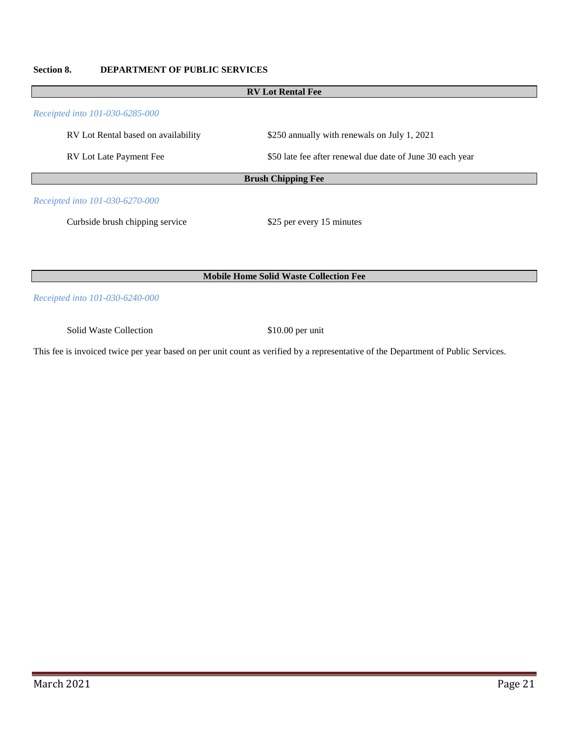## Section 8. DEPARTMENT OF PUBLIC SERVICES

### RV Lot Rental Fee

*Receipted into 101-030-6285-000*

| | |
|---|---|
| RV Lot Rental based on availability | $250 annually with renewals on July 1, 2021 |
| RV Lot Late Payment Fee | $50 late fee after renewal due date of June 30 each year |

### Brush Chipping Fee

*Receipted into 101-030-6270-000*

| | |
|---|---|
| Curbside brush chipping service | $25 per every 15 minutes |

### Mobile Home Solid Waste Collection Fee

*Receipted into 101-030-6240-000*

| | |
|---|---|
| Solid Waste Collection | $10.00 per unit |

This fee is invoiced twice per year based on per unit count as verified by a representative of the Department of Public Services.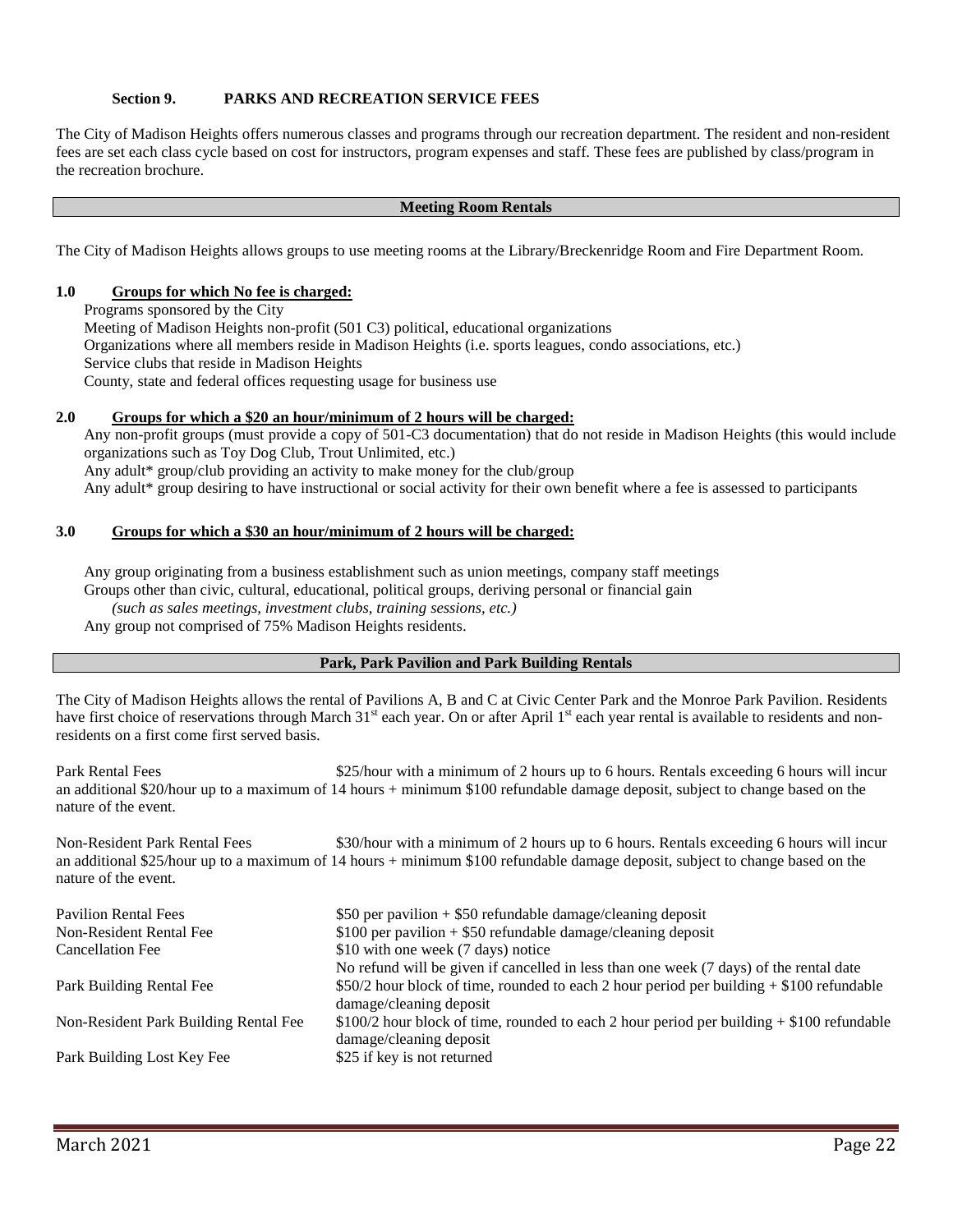## Section 9. PARKS AND RECREATION SERVICE FEES

The City of Madison Heights offers numerous classes and programs through our recreation department. The resident and non-resident fees are set each class cycle based on cost for instructors, program expenses and staff. These fees are published by class/program in the recreation brochure.

### Meeting Room Rentals

The City of Madison Heights allows groups to use meeting rooms at the Library/Breckenridge Room and Fire Department Room.

**1.0 Groups for which No fee is charged:**

Programs sponsored by the City
Meeting of Madison Heights non-profit (501 C3) political, educational organizations
Organizations where all members reside in Madison Heights (i.e. sports leagues, condo associations, etc.)
Service clubs that reside in Madison Heights
County, state and federal offices requesting usage for business use

**2.0 Groups for which a $20 an hour/minimum of 2 hours will be charged:**

Any non-profit groups (must provide a copy of 501-C3 documentation) that do not reside in Madison Heights (this would include organizations such as Toy Dog Club, Trout Unlimited, etc.)
Any adult* group/club providing an activity to make money for the club/group
Any adult* group desiring to have instructional or social activity for their own benefit where a fee is assessed to participants

**3.0 Groups for which a $30 an hour/minimum of 2 hours will be charged:**

Any group originating from a business establishment such as union meetings, company staff meetings
Groups other than civic, cultural, educational, political groups, deriving personal or financial gain
*(such as sales meetings, investment clubs, training sessions, etc.)*
Any group not comprised of 75% Madison Heights residents.

### Park, Park Pavilion and Park Building Rentals

The City of Madison Heights allows the rental of Pavilions A, B and C at Civic Center Park and the Monroe Park Pavilion. Residents have first choice of reservations through March 31st each year. On or after April 1st each year rental is available to residents and non-residents on a first come first served basis.

Park Rental Fees — $25/hour with a minimum of 2 hours up to 6 hours. Rentals exceeding 6 hours will incur an additional $20/hour up to a maximum of 14 hours + minimum $100 refundable damage deposit, subject to change based on the nature of the event.

Non-Resident Park Rental Fees — $30/hour with a minimum of 2 hours up to 6 hours. Rentals exceeding 6 hours will incur an additional $25/hour up to a maximum of 14 hours + minimum $100 refundable damage deposit, subject to change based on the nature of the event.

| | |
|---|---|
| Pavilion Rental Fees | $50 per pavilion + $50 refundable damage/cleaning deposit |
| Non-Resident Rental Fee | $100 per pavilion + $50 refundable damage/cleaning deposit |
| Cancellation Fee | $10 with one week (7 days) notice<br>No refund will be given if cancelled in less than one week (7 days) of the rental date |
| Park Building Rental Fee | $50/2 hour block of time, rounded to each 2 hour period per building + $100 refundable damage/cleaning deposit |
| Non-Resident Park Building Rental Fee | $100/2 hour block of time, rounded to each 2 hour period per building + $100 refundable damage/cleaning deposit |
| Park Building Lost Key Fee | $25 if key is not returned |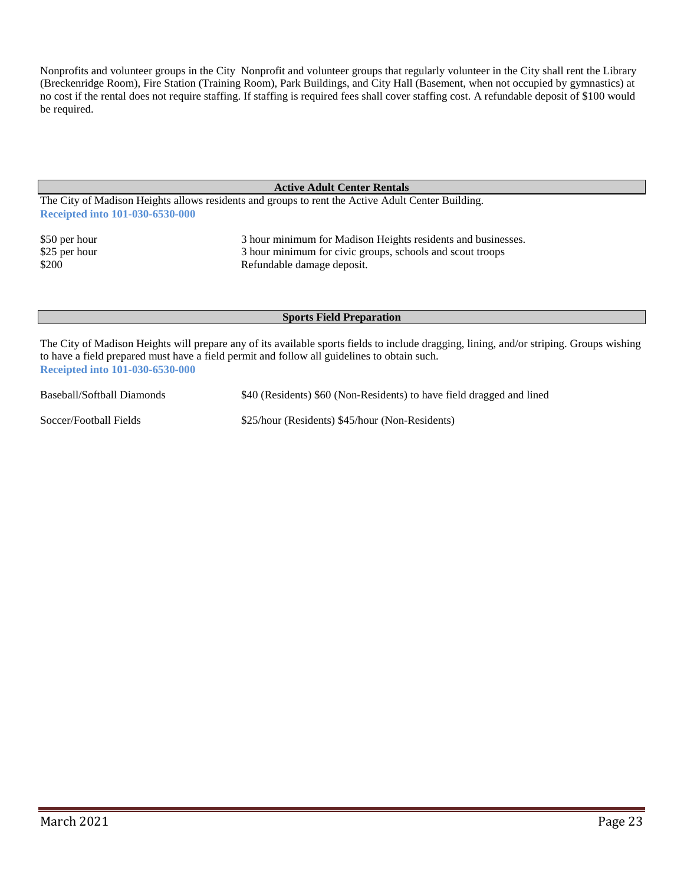Nonprofits and volunteer groups in the City Nonprofit and volunteer groups that regularly volunteer in the City shall rent the Library (Breckenridge Room), Fire Station (Training Room), Park Buildings, and City Hall (Basement, when not occupied by gymnastics) at no cost if the rental does not require staffing. If staffing is required fees shall cover staffing cost. A refundable deposit of $100 would be required.

## Active Adult Center Rentals

The City of Madison Heights allows residents and groups to rent the Active Adult Center Building.

**Receipted into 101-030-6530-000**

| | |
|---|---|
| $50 per hour | 3 hour minimum for Madison Heights residents and businesses. |
| $25 per hour | 3 hour minimum for civic groups, schools and scout troops |
| $200 | Refundable damage deposit. |

## Sports Field Preparation

The City of Madison Heights will prepare any of its available sports fields to include dragging, lining, and/or striping. Groups wishing to have a field prepared must have a field permit and follow all guidelines to obtain such.

**Receipted into 101-030-6530-000**

| | |
|---|---|
| Baseball/Softball Diamonds | $40 (Residents) $60 (Non-Residents) to have field dragged and lined |
| Soccer/Football Fields | $25/hour (Residents) $45/hour (Non-Residents) |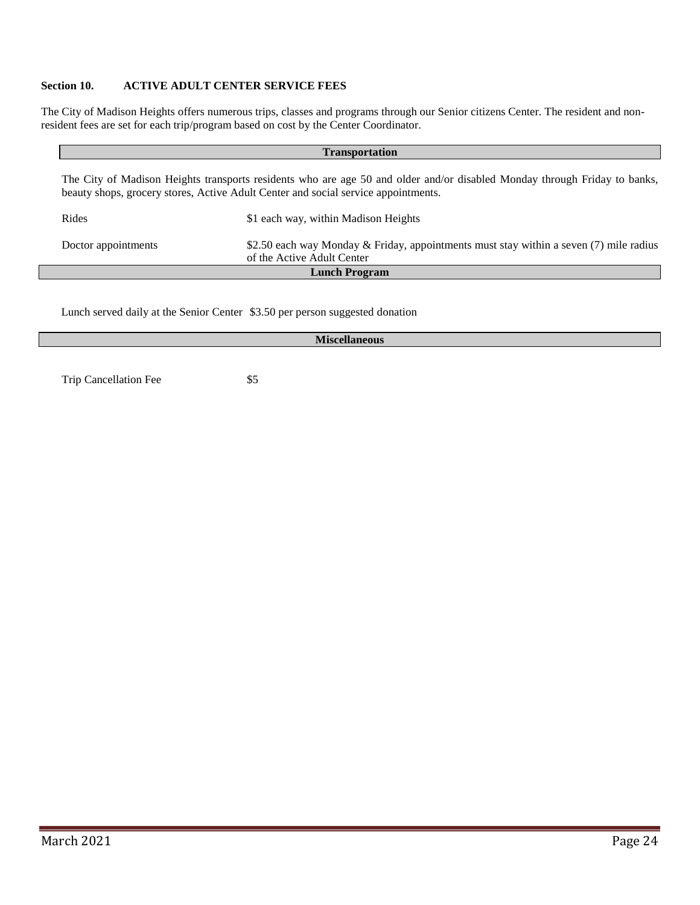## Section 10. ACTIVE ADULT CENTER SERVICE FEES

The City of Madison Heights offers numerous trips, classes and programs through our Senior citizens Center. The resident and non-resident fees are set for each trip/program based on cost by the Center Coordinator.

### Transportation

The City of Madison Heights transports residents who are age 50 and older and/or disabled Monday through Friday to banks, beauty shops, grocery stores, Active Adult Center and social service appointments.

| | |
|---|---|
| Rides | $1 each way, within Madison Heights |
| Doctor appointments | $2.50 each way Monday & Friday, appointments must stay within a seven (7) mile radius of the Active Adult Center |

### Lunch Program

Lunch served daily at the Senior Center $3.50 per person suggested donation

### Miscellaneous

| | |
|---|---|
| Trip Cancellation Fee | $5 |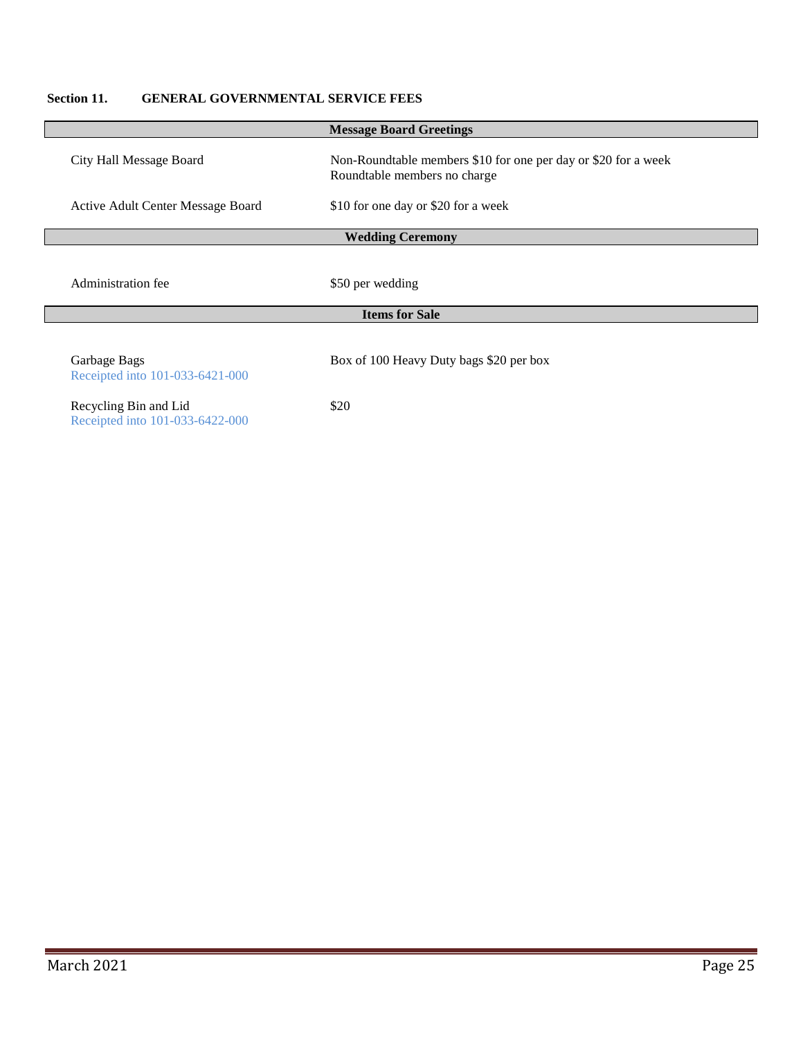## Section 11. GENERAL GOVERNMENTAL SERVICE FEES

| Message Board Greetings | |
|---|---|
| City Hall Message Board | Non-Roundtable members $10 for one per day or $20 for a week<br>Roundtable members no charge |
| Active Adult Center Message Board | $10 for one day or $20 for a week |

| Wedding Ceremony | |
|---|---|
| Administration fee | $50 per wedding |

| Items for Sale | |
|---|---|
| Garbage Bags<br>Receipted into 101-033-6421-000 | Box of 100 Heavy Duty bags $20 per box |
| Recycling Bin and Lid<br>Receipted into 101-033-6422-000 | $20 |

March 2021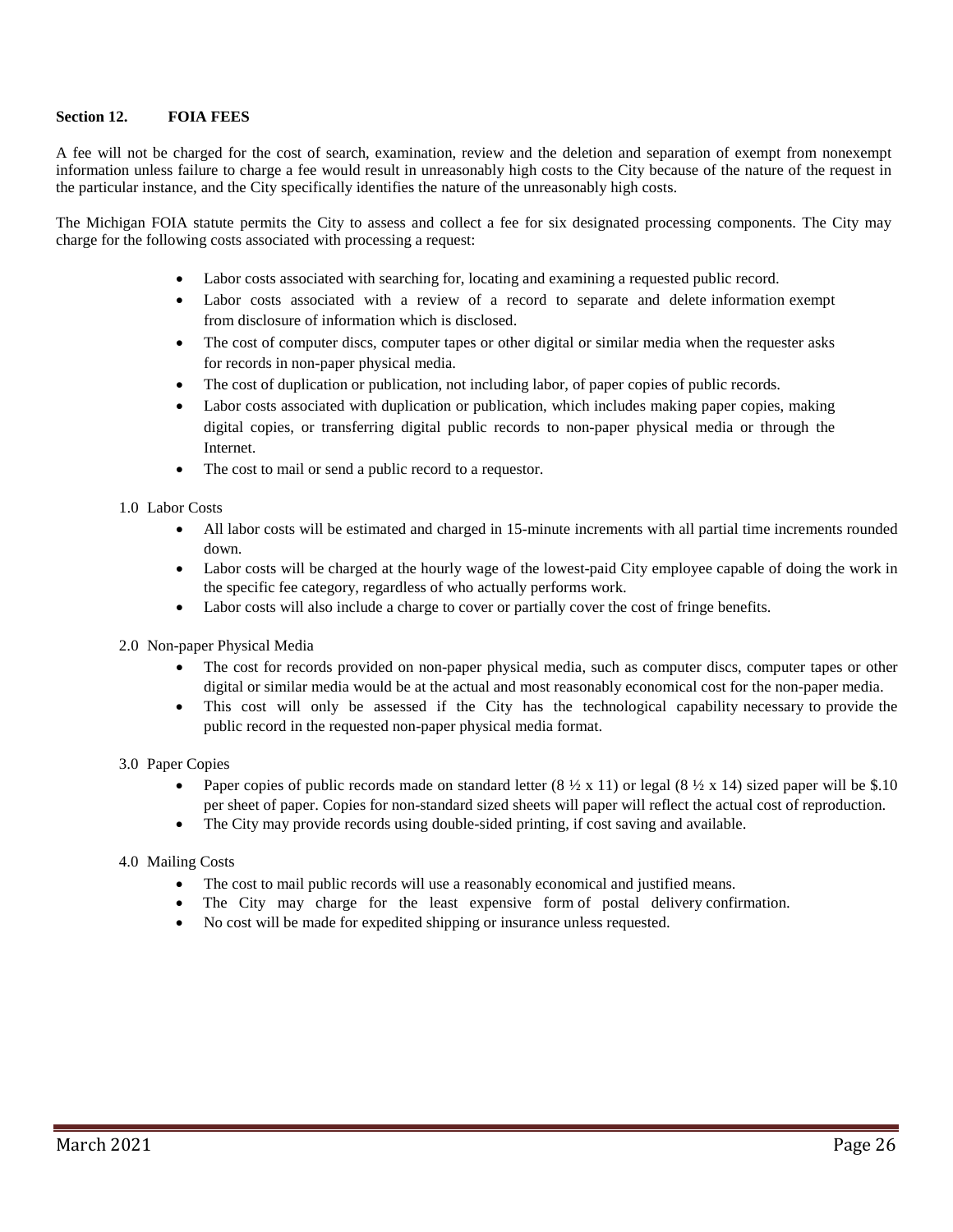## Section 12. FOIA FEES

A fee will not be charged for the cost of search, examination, review and the deletion and separation of exempt from nonexempt information unless failure to charge a fee would result in unreasonably high costs to the City because of the nature of the request in the particular instance, and the City specifically identifies the nature of the unreasonably high costs.

The Michigan FOIA statute permits the City to assess and collect a fee for six designated processing components. The City may charge for the following costs associated with processing a request:

- Labor costs associated with searching for, locating and examining a requested public record.
- Labor costs associated with a review of a record to separate and delete information exempt from disclosure of information which is disclosed.
- The cost of computer discs, computer tapes or other digital or similar media when the requester asks for records in non-paper physical media.
- The cost of duplication or publication, not including labor, of paper copies of public records.
- Labor costs associated with duplication or publication, which includes making paper copies, making digital copies, or transferring digital public records to non-paper physical media or through the Internet.
- The cost to mail or send a public record to a requestor.

### 1.0 Labor Costs

- All labor costs will be estimated and charged in 15-minute increments with all partial time increments rounded down.
- Labor costs will be charged at the hourly wage of the lowest-paid City employee capable of doing the work in the specific fee category, regardless of who actually performs work.
- Labor costs will also include a charge to cover or partially cover the cost of fringe benefits.

### 2.0 Non-paper Physical Media

- The cost for records provided on non-paper physical media, such as computer discs, computer tapes or other digital or similar media would be at the actual and most reasonably economical cost for the non-paper media.
- This cost will only be assessed if the City has the technological capability necessary to provide the public record in the requested non-paper physical media format.

### 3.0 Paper Copies

- Paper copies of public records made on standard letter (8 ½ x 11) or legal (8 ½ x 14) sized paper will be $.10 per sheet of paper. Copies for non-standard sized sheets will paper will reflect the actual cost of reproduction.
- The City may provide records using double-sided printing, if cost saving and available.

### 4.0 Mailing Costs

- The cost to mail public records will use a reasonably economical and justified means.
- The City may charge for the least expensive form of postal delivery confirmation.
- No cost will be made for expedited shipping or insurance unless requested.